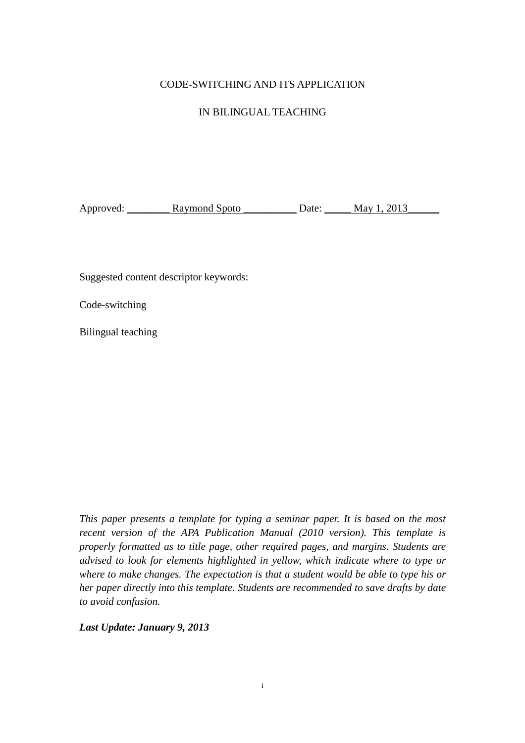CODE-SWITCHING AND ITS APPLICATION

IN BILINGUAL TEACHING

Approved: ________ Raymond Spoto __________ Date: _____ May 1, 2013______

Suggested content descriptor keywords:

Code-switching

Bilingual teaching

*This paper presents a template for typing a seminar paper. It is based on the most recent version of the APA Publication Manual (2010 version). This template is properly formatted as to title page, other required pages, and margins. Students are advised to look for elements highlighted in yellow, which indicate where to type or where to make changes. The expectation is that a student would be able to type his or her paper directly into this template. Students are recommended to save drafts by date to avoid confusion.*

***Last Update: January 9, 2013***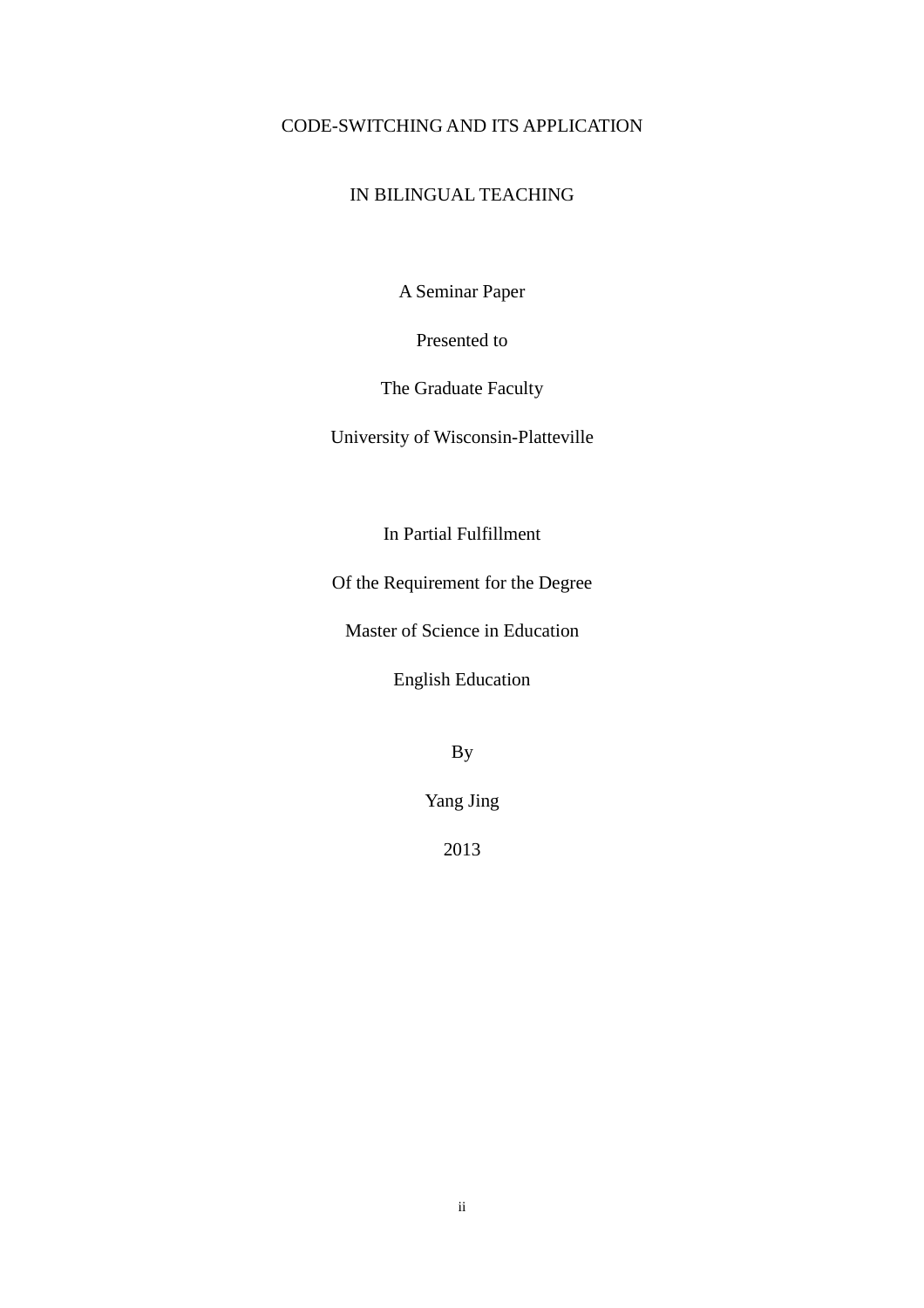# CODE-SWITCHING AND ITS APPLICATION

# IN BILINGUAL TEACHING

A Seminar Paper

Presented to

The Graduate Faculty

University of Wisconsin-Platteville

In Partial Fulfillment

Of the Requirement for the Degree

Master of Science in Education

English Education

By

Yang Jing

2013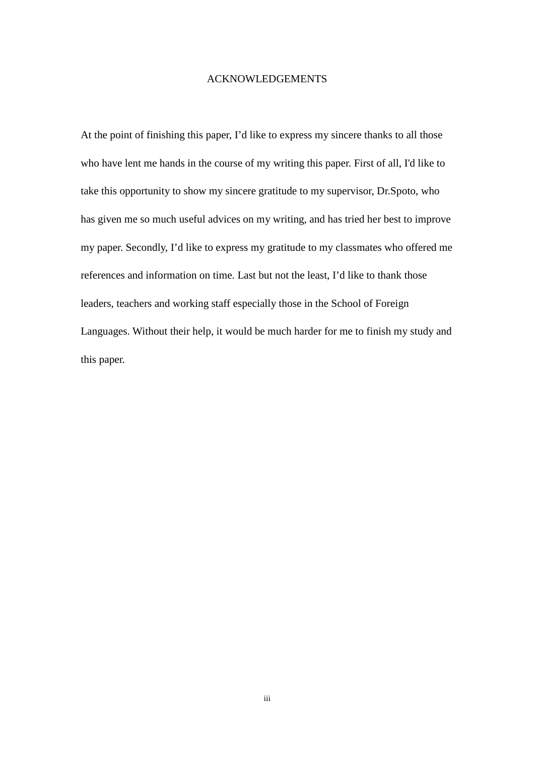# ACKNOWLEDGEMENTS

At the point of finishing this paper, I’d like to express my sincere thanks to all those who have lent me hands in the course of my writing this paper. First of all, I'd like to take this opportunity to show my sincere gratitude to my supervisor, Dr.Spoto, who has given me so much useful advices on my writing, and has tried her best to improve my paper. Secondly, I’d like to express my gratitude to my classmates who offered me references and information on time. Last but not the least, I’d like to thank those leaders, teachers and working staff especially those in the School of Foreign Languages. Without their help, it would be much harder for me to finish my study and this paper.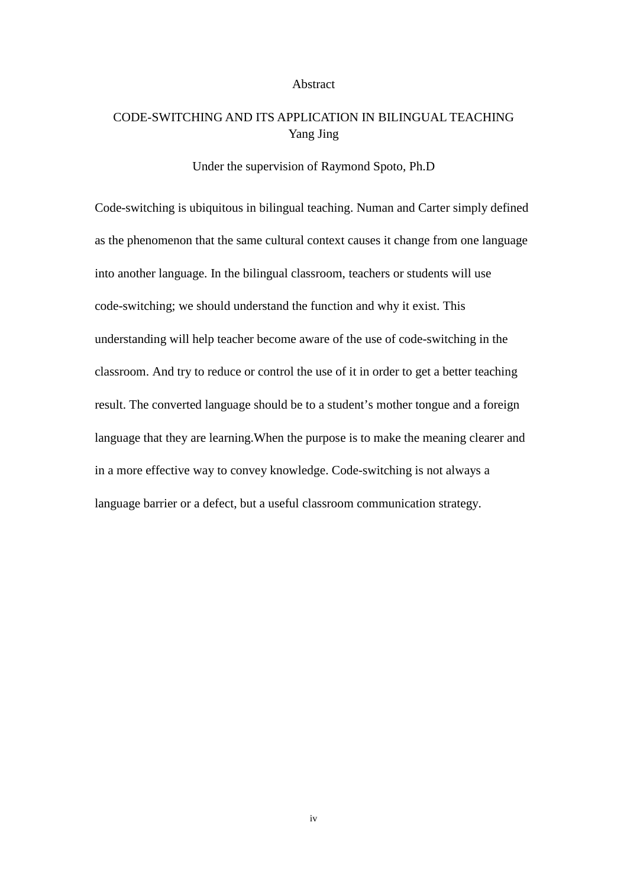# Abstract

## CODE-SWITCHING AND ITS APPLICATION IN BILINGUAL TEACHING

Yang Jing

Under the supervision of Raymond Spoto, Ph.D

Code-switching is ubiquitous in bilingual teaching. Numan and Carter simply defined as the phenomenon that the same cultural context causes it change from one language into another language. In the bilingual classroom, teachers or students will use code-switching; we should understand the function and why it exist. This understanding will help teacher become aware of the use of code-switching in the classroom. And try to reduce or control the use of it in order to get a better teaching result. The converted language should be to a student's mother tongue and a foreign language that they are learning.When the purpose is to make the meaning clearer and in a more effective way to convey knowledge. Code-switching is not always a language barrier or a defect, but a useful classroom communication strategy.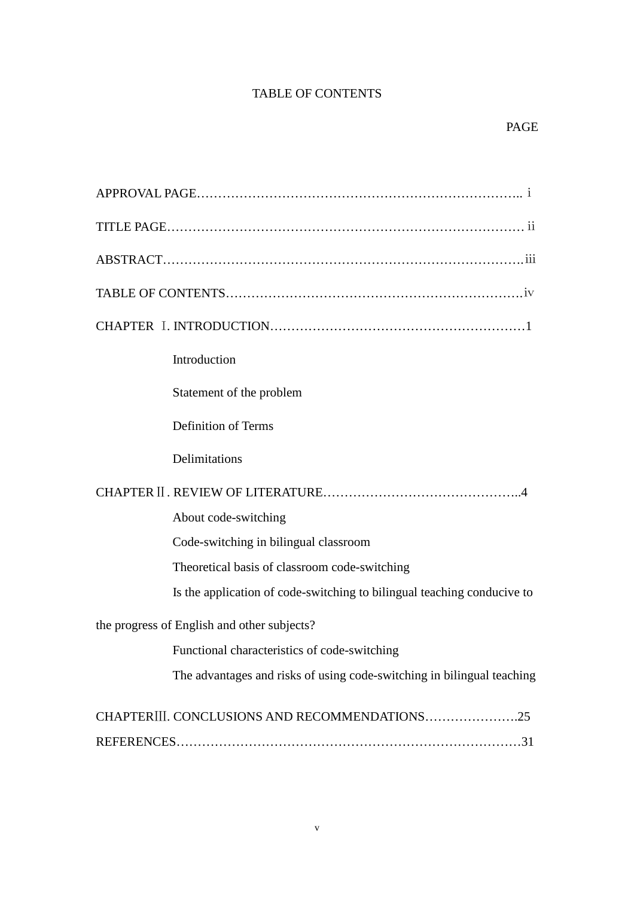# TABLE OF CONTENTS

PAGE

APPROVAL PAGE………………………………………………………………….. ⅰ

TITLE PAGE………………………………………………………………………… ⅱ

ABSTRACT……………………………………………………………………….ⅲ

TABLE OF CONTENTS……………………………………………………………ⅳ

CHAPTER Ⅰ. INTRODUCTION……………………………………………………1

Introduction

Statement of the problem

Definition of Terms

Delimitations

CHAPTER Ⅱ. REVIEW OF LITERATURE………………………………………..4

About code-switching

Code-switching in bilingual classroom

Theoretical basis of classroom code-switching

Is the application of code-switching to bilingual teaching conducive to the progress of English and other subjects?

Functional characteristics of code-switching

The advantages and risks of using code-switching in bilingual teaching

CHAPTERⅢ. CONCLUSIONS AND RECOMMENDATIONS………………….25

REFERENCES………………………………………………………………………31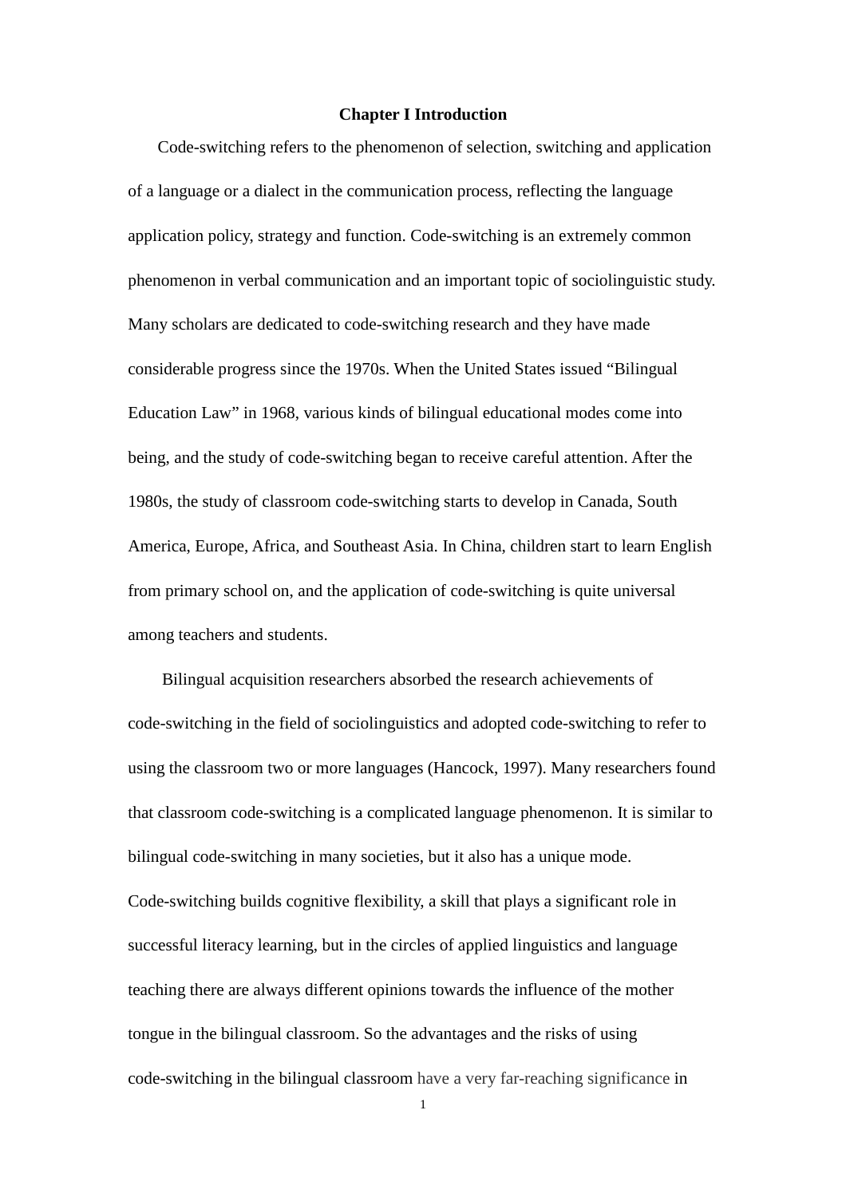# Chapter I Introduction

Code-switching refers to the phenomenon of selection, switching and application of a language or a dialect in the communication process, reflecting the language application policy, strategy and function. Code-switching is an extremely common phenomenon in verbal communication and an important topic of sociolinguistic study. Many scholars are dedicated to code-switching research and they have made considerable progress since the 1970s. When the United States issued "Bilingual Education Law" in 1968, various kinds of bilingual educational modes come into being, and the study of code-switching began to receive careful attention. After the 1980s, the study of classroom code-switching starts to develop in Canada, South America, Europe, Africa, and Southeast Asia. In China, children start to learn English from primary school on, and the application of code-switching is quite universal among teachers and students.

Bilingual acquisition researchers absorbed the research achievements of code-switching in the field of sociolinguistics and adopted code-switching to refer to using the classroom two or more languages (Hancock, 1997). Many researchers found that classroom code-switching is a complicated language phenomenon. It is similar to bilingual code-switching in many societies, but it also has a unique mode. Code-switching builds cognitive flexibility, a skill that plays a significant role in successful literacy learning, but in the circles of applied linguistics and language teaching there are always different opinions towards the influence of the mother tongue in the bilingual classroom. So the advantages and the risks of using code-switching in the bilingual classroom have a very far-reaching significance in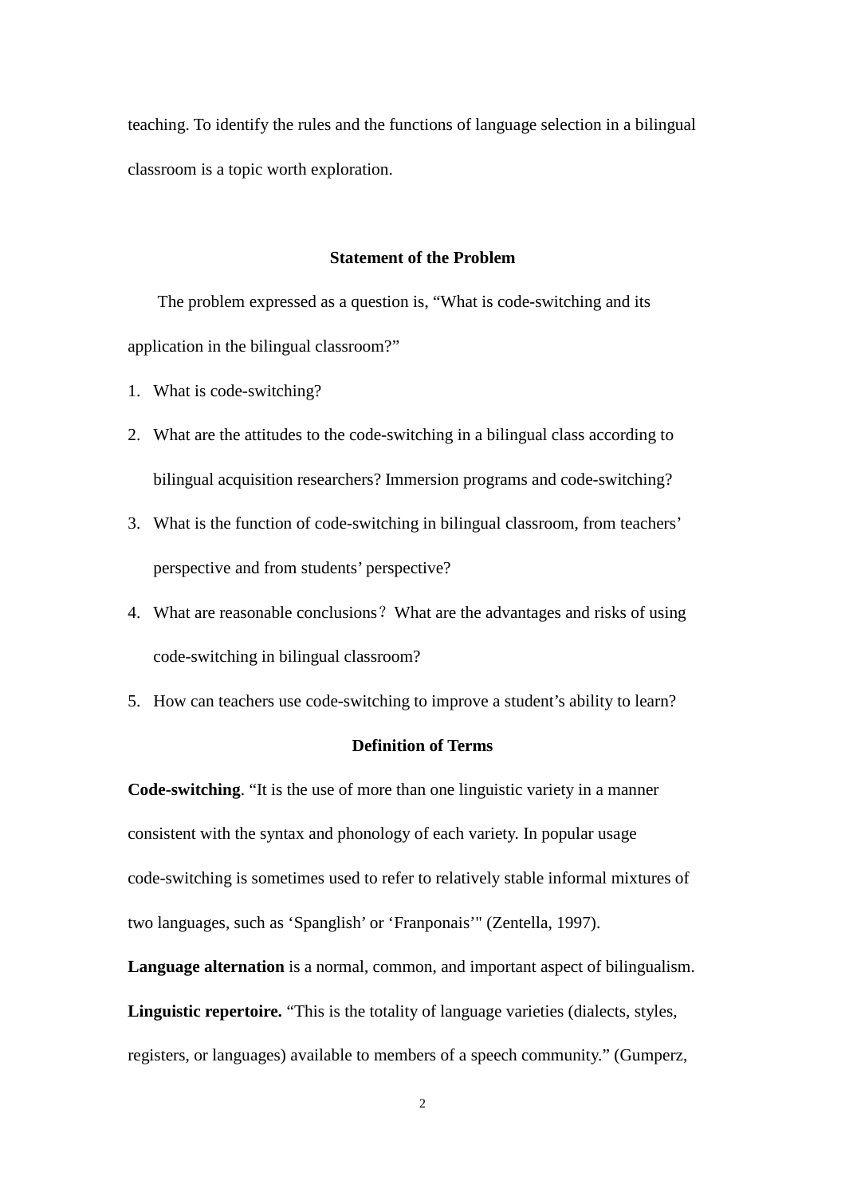teaching. To identify the rules and the functions of language selection in a bilingual classroom is a topic worth exploration.

## Statement of the Problem

The problem expressed as a question is, “What is code-switching and its application in the bilingual classroom?”

1. What is code-switching?
2. What are the attitudes to the code-switching in a bilingual class according to bilingual acquisition researchers? Immersion programs and code-switching?
3. What is the function of code-switching in bilingual classroom, from teachers’ perspective and from students’ perspective?
4. What are reasonable conclusions？What are the advantages and risks of using code-switching in bilingual classroom?
5. How can teachers use code-switching to improve a student’s ability to learn?

## Definition of Terms

**Code-switching**. “It is the use of more than one linguistic variety in a manner consistent with the syntax and phonology of each variety. In popular usage code-switching is sometimes used to refer to relatively stable informal mixtures of two languages, such as ‘Spanglish’ or ‘Franponais’" (Zentella, 1997).

**Language alternation** is a normal, common, and important aspect of bilingualism.

**Linguistic repertoire.** “This is the totality of language varieties (dialects, styles, registers, or languages) available to members of a speech community.” (Gumperz,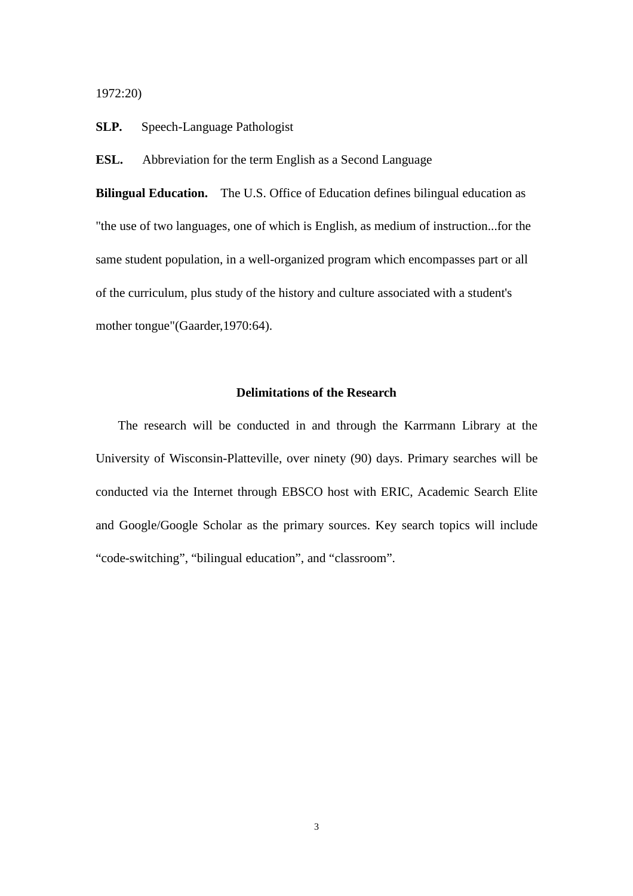1972:20)

**SLP.** Speech-Language Pathologist

**ESL.** Abbreviation for the term English as a Second Language

**Bilingual Education.** The U.S. Office of Education defines bilingual education as "the use of two languages, one of which is English, as medium of instruction...for the same student population, in a well-organized program which encompasses part or all of the curriculum, plus study of the history and culture associated with a student's mother tongue"(Gaarder,1970:64).

## Delimitations of the Research

The research will be conducted in and through the Karrmann Library at the University of Wisconsin-Platteville, over ninety (90) days. Primary searches will be conducted via the Internet through EBSCO host with ERIC, Academic Search Elite and Google/Google Scholar as the primary sources. Key search topics will include "code-switching", "bilingual education", and "classroom".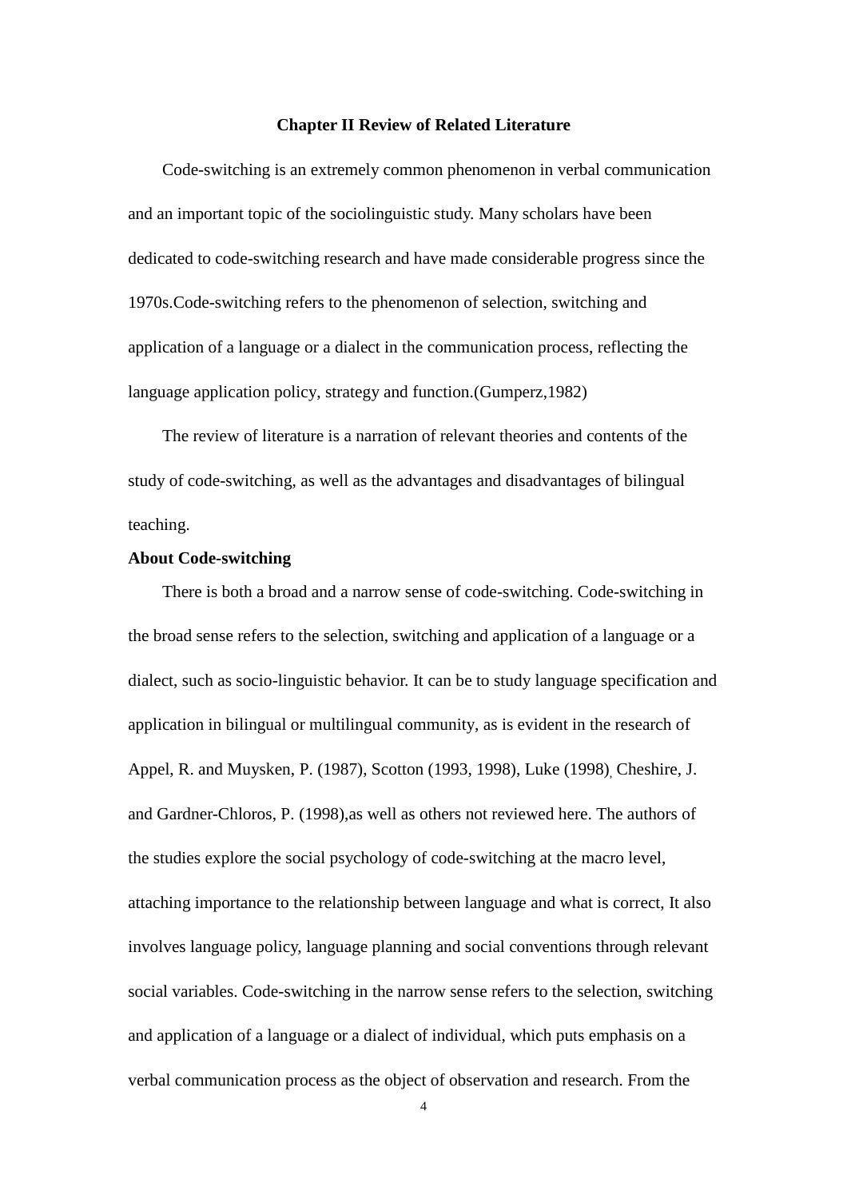# Chapter II Review of Related Literature

Code-switching is an extremely common phenomenon in verbal communication and an important topic of the sociolinguistic study. Many scholars have been dedicated to code-switching research and have made considerable progress since the 1970s.Code-switching refers to the phenomenon of selection, switching and application of a language or a dialect in the communication process, reflecting the language application policy, strategy and function.(Gumperz,1982)

The review of literature is a narration of relevant theories and contents of the study of code-switching, as well as the advantages and disadvantages of bilingual teaching.

## About Code-switching

There is both a broad and a narrow sense of code-switching. Code-switching in the broad sense refers to the selection, switching and application of a language or a dialect, such as socio-linguistic behavior. It can be to study language specification and application in bilingual or multilingual community, as is evident in the research of Appel, R. and Muysken, P. (1987), Scotton (1993, 1998), Luke (1998), Cheshire, J. and Gardner-Chloros, P. (1998),as well as others not reviewed here. The authors of the studies explore the social psychology of code-switching at the macro level, attaching importance to the relationship between language and what is correct, It also involves language policy, language planning and social conventions through relevant social variables. Code-switching in the narrow sense refers to the selection, switching and application of a language or a dialect of individual, which puts emphasis on a verbal communication process as the object of observation and research. From the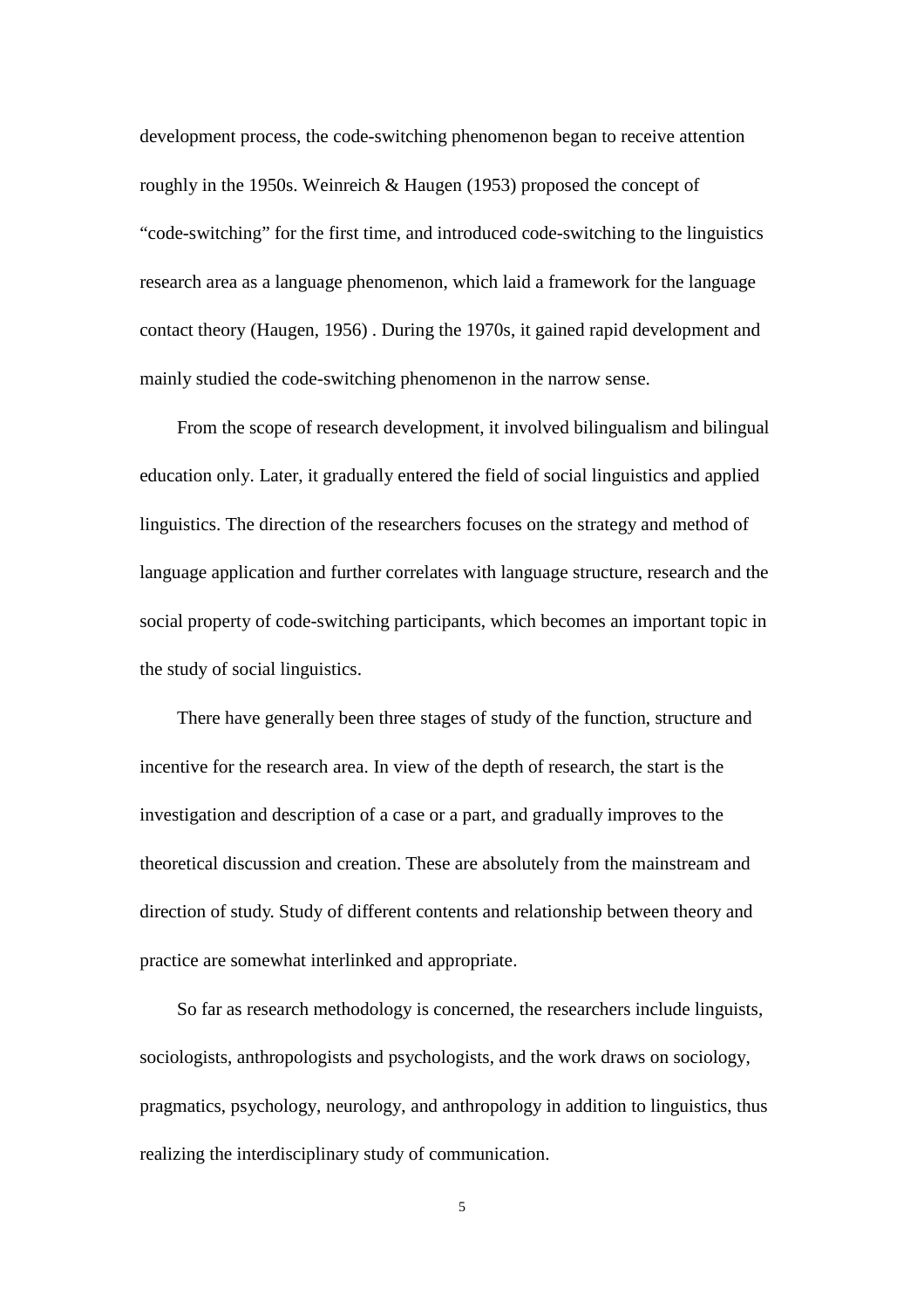development process, the code-switching phenomenon began to receive attention roughly in the 1950s. Weinreich & Haugen (1953) proposed the concept of "code-switching" for the first time, and introduced code-switching to the linguistics research area as a language phenomenon, which laid a framework for the language contact theory (Haugen, 1956) . During the 1970s, it gained rapid development and mainly studied the code-switching phenomenon in the narrow sense.

From the scope of research development, it involved bilingualism and bilingual education only. Later, it gradually entered the field of social linguistics and applied linguistics. The direction of the researchers focuses on the strategy and method of language application and further correlates with language structure, research and the social property of code-switching participants, which becomes an important topic in the study of social linguistics.

There have generally been three stages of study of the function, structure and incentive for the research area. In view of the depth of research, the start is the investigation and description of a case or a part, and gradually improves to the theoretical discussion and creation. These are absolutely from the mainstream and direction of study. Study of different contents and relationship between theory and practice are somewhat interlinked and appropriate.

So far as research methodology is concerned, the researchers include linguists, sociologists, anthropologists and psychologists, and the work draws on sociology, pragmatics, psychology, neurology, and anthropology in addition to linguistics, thus realizing the interdisciplinary study of communication.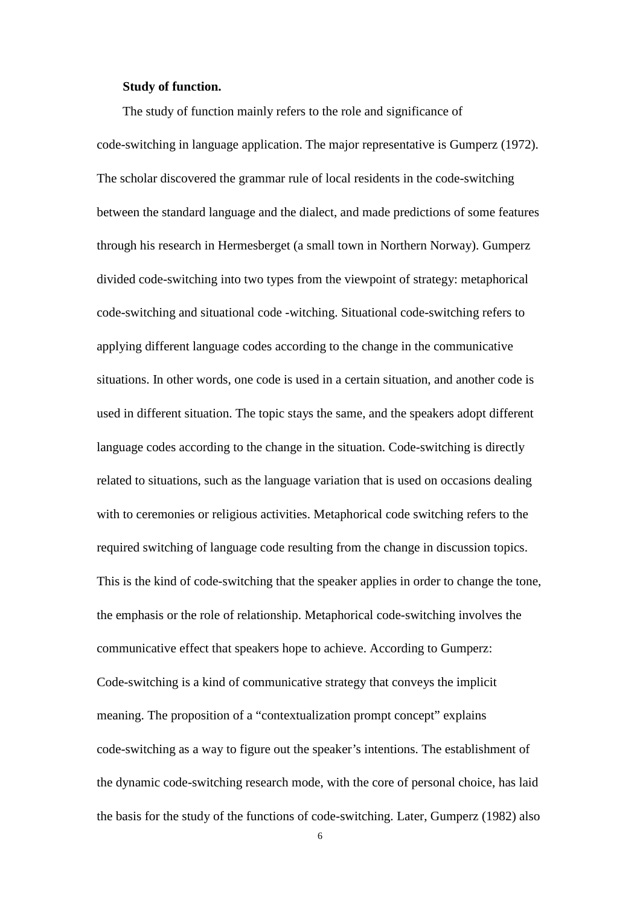**Study of function.**

The study of function mainly refers to the role and significance of code-switching in language application. The major representative is Gumperz (1972). The scholar discovered the grammar rule of local residents in the code-switching between the standard language and the dialect, and made predictions of some features through his research in Hermesberget (a small town in Northern Norway). Gumperz divided code-switching into two types from the viewpoint of strategy: metaphorical code-switching and situational code -witching. Situational code-switching refers to applying different language codes according to the change in the communicative situations. In other words, one code is used in a certain situation, and another code is used in different situation. The topic stays the same, and the speakers adopt different language codes according to the change in the situation. Code-switching is directly related to situations, such as the language variation that is used on occasions dealing with to ceremonies or religious activities. Metaphorical code switching refers to the required switching of language code resulting from the change in discussion topics. This is the kind of code-switching that the speaker applies in order to change the tone, the emphasis or the role of relationship. Metaphorical code-switching involves the communicative effect that speakers hope to achieve. According to Gumperz: Code-switching is a kind of communicative strategy that conveys the implicit meaning. The proposition of a "contextualization prompt concept" explains code-switching as a way to figure out the speaker's intentions. The establishment of the dynamic code-switching research mode, with the core of personal choice, has laid the basis for the study of the functions of code-switching. Later, Gumperz (1982) also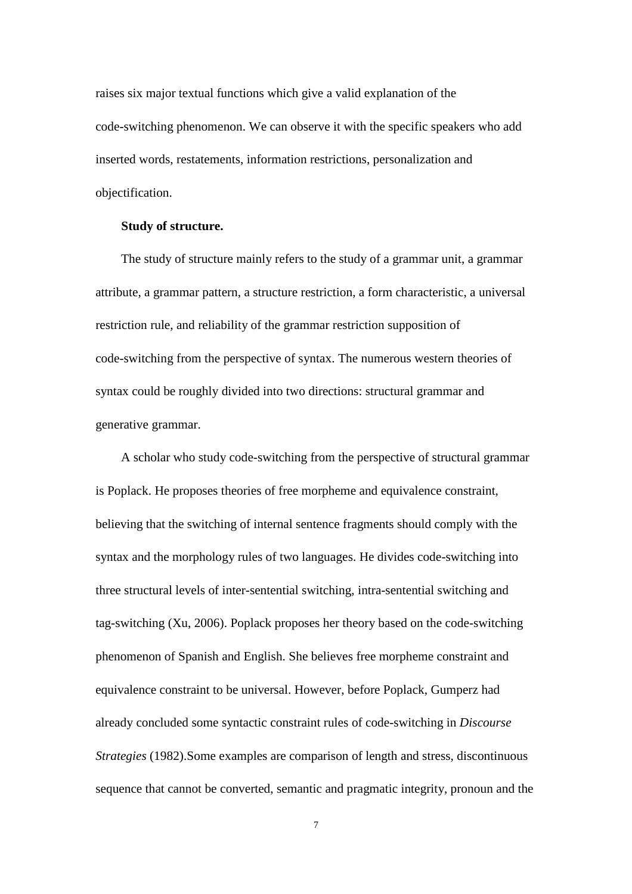raises six major textual functions which give a valid explanation of the code-switching phenomenon. We can observe it with the specific speakers who add inserted words, restatements, information restrictions, personalization and objectification.

**Study of structure.**

The study of structure mainly refers to the study of a grammar unit, a grammar attribute, a grammar pattern, a structure restriction, a form characteristic, a universal restriction rule, and reliability of the grammar restriction supposition of code-switching from the perspective of syntax. The numerous western theories of syntax could be roughly divided into two directions: structural grammar and generative grammar.

A scholar who study code-switching from the perspective of structural grammar is Poplack. He proposes theories of free morpheme and equivalence constraint, believing that the switching of internal sentence fragments should comply with the syntax and the morphology rules of two languages. He divides code-switching into three structural levels of inter-sentential switching, intra-sentential switching and tag-switching (Xu, 2006). Poplack proposes her theory based on the code-switching phenomenon of Spanish and English. She believes free morpheme constraint and equivalence constraint to be universal. However, before Poplack, Gumperz had already concluded some syntactic constraint rules of code-switching in *Discourse Strategies* (1982).Some examples are comparison of length and stress, discontinuous sequence that cannot be converted, semantic and pragmatic integrity, pronoun and the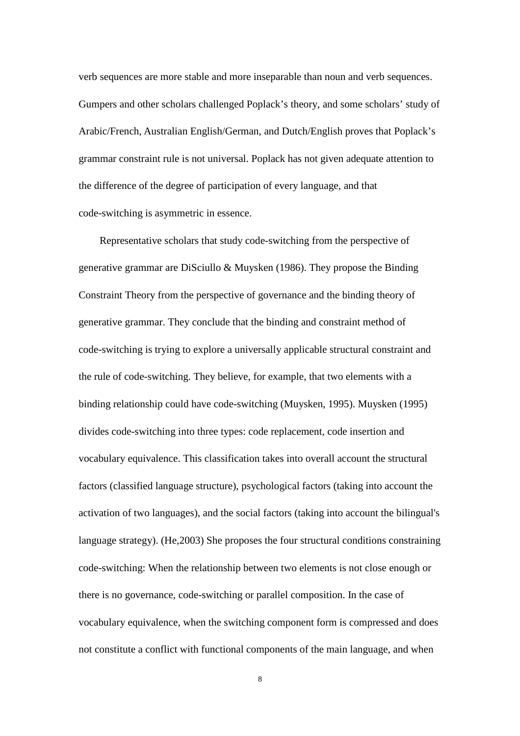verb sequences are more stable and more inseparable than noun and verb sequences. Gumpers and other scholars challenged Poplack's theory, and some scholars' study of Arabic/French, Australian English/German, and Dutch/English proves that Poplack's grammar constraint rule is not universal. Poplack has not given adequate attention to the difference of the degree of participation of every language, and that code-switching is asymmetric in essence.

Representative scholars that study code-switching from the perspective of generative grammar are DiSciullo & Muysken (1986). They propose the Binding Constraint Theory from the perspective of governance and the binding theory of generative grammar. They conclude that the binding and constraint method of code-switching is trying to explore a universally applicable structural constraint and the rule of code-switching. They believe, for example, that two elements with a binding relationship could have code-switching (Muysken, 1995). Muysken (1995) divides code-switching into three types: code replacement, code insertion and vocabulary equivalence. This classification takes into overall account the structural factors (classified language structure), psychological factors (taking into account the activation of two languages), and the social factors (taking into account the bilingual's language strategy). (He,2003) She proposes the four structural conditions constraining code-switching: When the relationship between two elements is not close enough or there is no governance, code-switching or parallel composition. In the case of vocabulary equivalence, when the switching component form is compressed and does not constitute a conflict with functional components of the main language, and when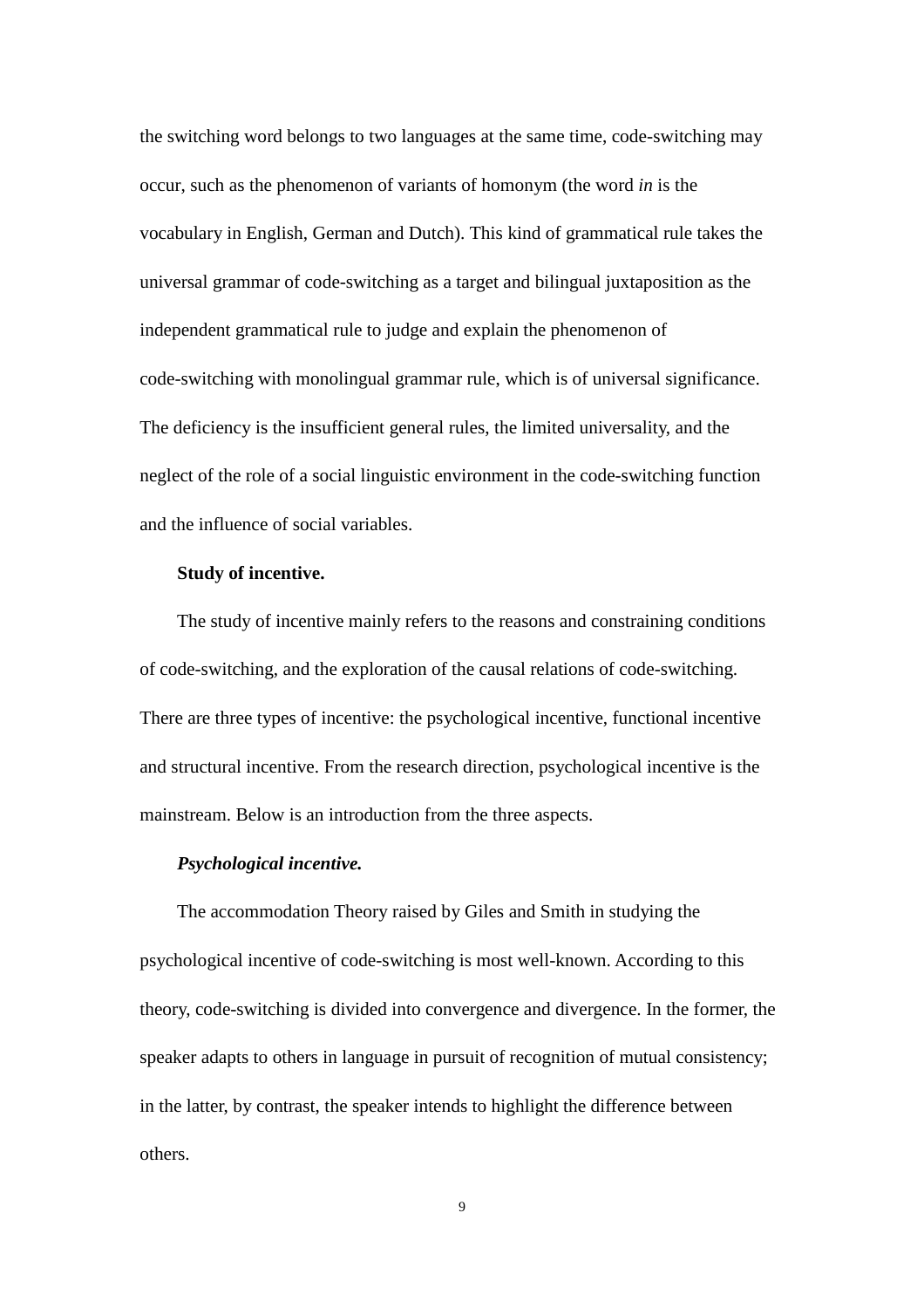the switching word belongs to two languages at the same time, code-switching may occur, such as the phenomenon of variants of homonym (the word *in* is the vocabulary in English, German and Dutch). This kind of grammatical rule takes the universal grammar of code-switching as a target and bilingual juxtaposition as the independent grammatical rule to judge and explain the phenomenon of code-switching with monolingual grammar rule, which is of universal significance. The deficiency is the insufficient general rules, the limited universality, and the neglect of the role of a social linguistic environment in the code-switching function and the influence of social variables.

**Study of incentive.**

The study of incentive mainly refers to the reasons and constraining conditions of code-switching, and the exploration of the causal relations of code-switching. There are three types of incentive: the psychological incentive, functional incentive and structural incentive. From the research direction, psychological incentive is the mainstream. Below is an introduction from the three aspects.

***Psychological incentive.***

The accommodation Theory raised by Giles and Smith in studying the psychological incentive of code-switching is most well-known. According to this theory, code-switching is divided into convergence and divergence. In the former, the speaker adapts to others in language in pursuit of recognition of mutual consistency; in the latter, by contrast, the speaker intends to highlight the difference between others.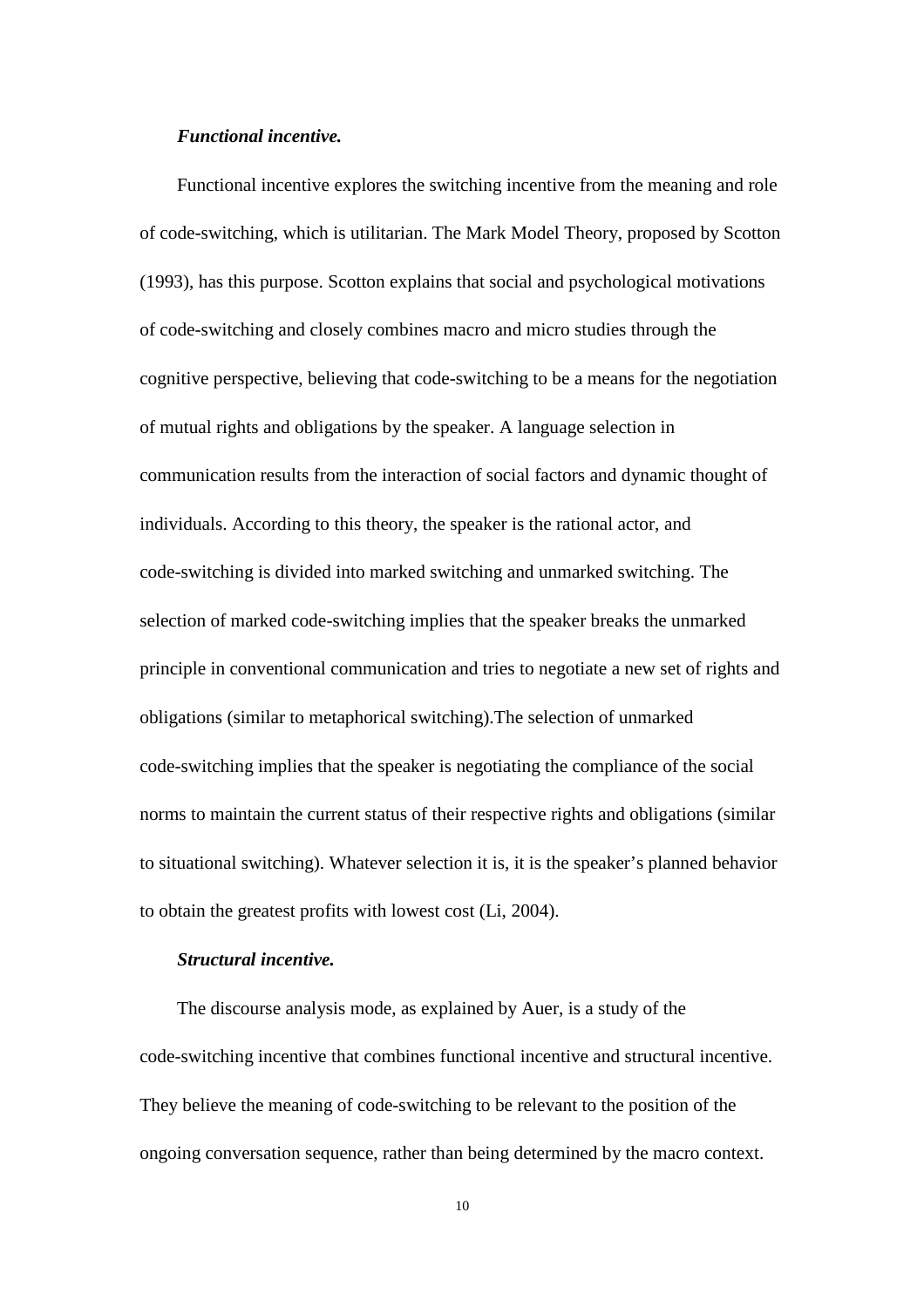***Functional incentive.***

Functional incentive explores the switching incentive from the meaning and role of code-switching, which is utilitarian. The Mark Model Theory, proposed by Scotton (1993), has this purpose. Scotton explains that social and psychological motivations of code-switching and closely combines macro and micro studies through the cognitive perspective, believing that code-switching to be a means for the negotiation of mutual rights and obligations by the speaker. A language selection in communication results from the interaction of social factors and dynamic thought of individuals. According to this theory, the speaker is the rational actor, and code-switching is divided into marked switching and unmarked switching. The selection of marked code-switching implies that the speaker breaks the unmarked principle in conventional communication and tries to negotiate a new set of rights and obligations (similar to metaphorical switching).The selection of unmarked code-switching implies that the speaker is negotiating the compliance of the social norms to maintain the current status of their respective rights and obligations (similar to situational switching). Whatever selection it is, it is the speaker's planned behavior to obtain the greatest profits with lowest cost (Li, 2004).

***Structural incentive.***

The discourse analysis mode, as explained by Auer, is a study of the code-switching incentive that combines functional incentive and structural incentive. They believe the meaning of code-switching to be relevant to the position of the ongoing conversation sequence, rather than being determined by the macro context.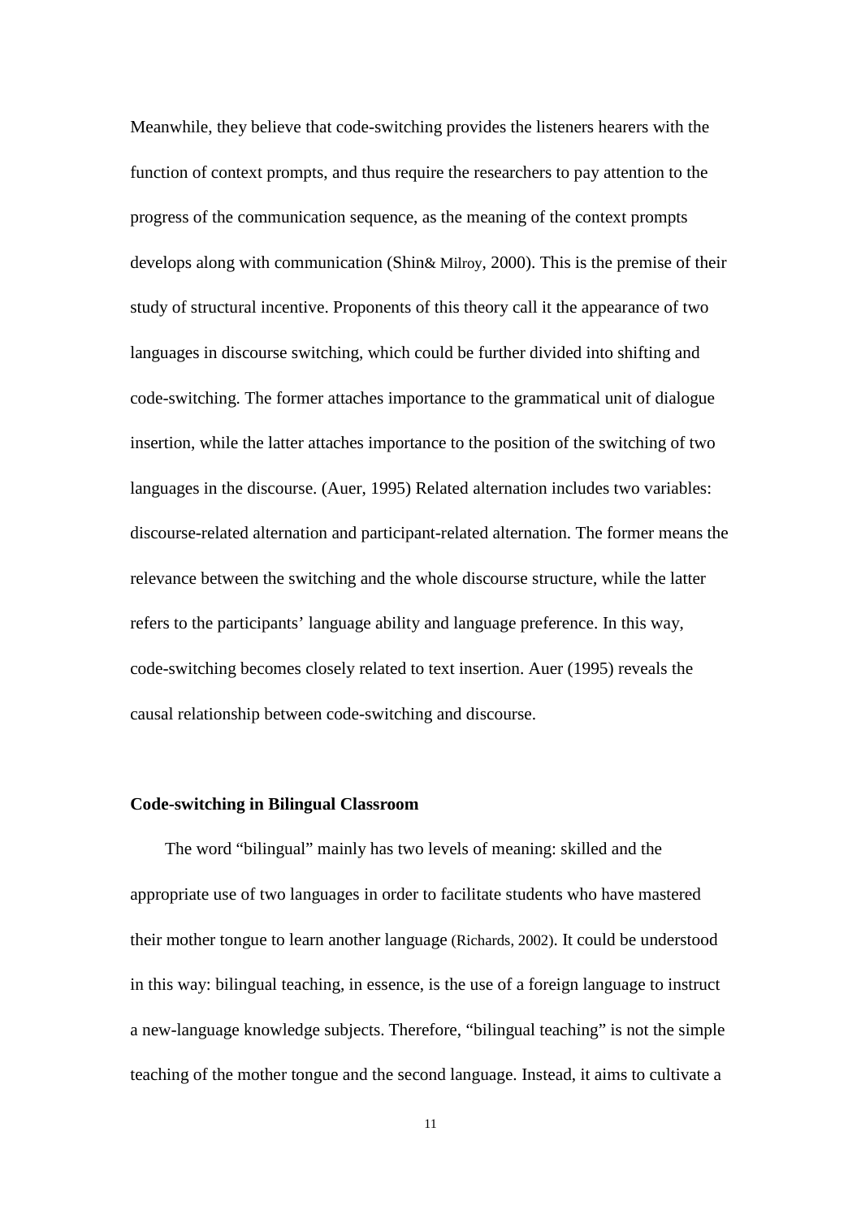Meanwhile, they believe that code-switching provides the listeners hearers with the function of context prompts, and thus require the researchers to pay attention to the progress of the communication sequence, as the meaning of the context prompts develops along with communication (Shin& Milroy, 2000). This is the premise of their study of structural incentive. Proponents of this theory call it the appearance of two languages in discourse switching, which could be further divided into shifting and code-switching. The former attaches importance to the grammatical unit of dialogue insertion, while the latter attaches importance to the position of the switching of two languages in the discourse. (Auer, 1995) Related alternation includes two variables: discourse-related alternation and participant-related alternation. The former means the relevance between the switching and the whole discourse structure, while the latter refers to the participants' language ability and language preference. In this way, code-switching becomes closely related to text insertion. Auer (1995) reveals the causal relationship between code-switching and discourse.

**Code-switching in Bilingual Classroom**

The word "bilingual" mainly has two levels of meaning: skilled and the appropriate use of two languages in order to facilitate students who have mastered their mother tongue to learn another language (Richards, 2002). It could be understood in this way: bilingual teaching, in essence, is the use of a foreign language to instruct a new-language knowledge subjects. Therefore, "bilingual teaching" is not the simple teaching of the mother tongue and the second language. Instead, it aims to cultivate a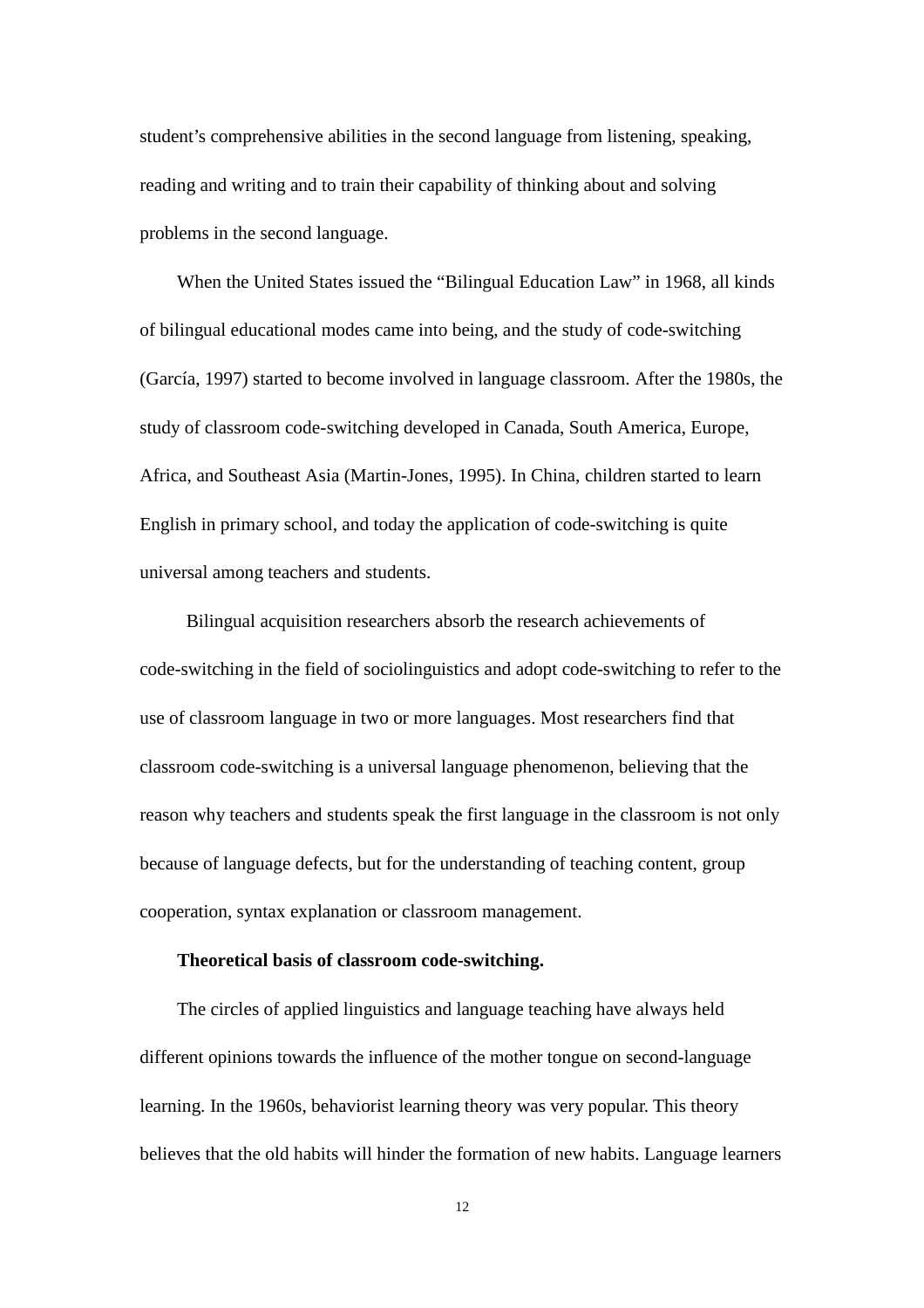student's comprehensive abilities in the second language from listening, speaking, reading and writing and to train their capability of thinking about and solving problems in the second language.

When the United States issued the "Bilingual Education Law" in 1968, all kinds of bilingual educational modes came into being, and the study of code-switching (García, 1997) started to become involved in language classroom. After the 1980s, the study of classroom code-switching developed in Canada, South America, Europe, Africa, and Southeast Asia (Martin-Jones, 1995). In China, children started to learn English in primary school, and today the application of code-switching is quite universal among teachers and students.

Bilingual acquisition researchers absorb the research achievements of code-switching in the field of sociolinguistics and adopt code-switching to refer to the use of classroom language in two or more languages. Most researchers find that classroom code-switching is a universal language phenomenon, believing that the reason why teachers and students speak the first language in the classroom is not only because of language defects, but for the understanding of teaching content, group cooperation, syntax explanation or classroom management.

**Theoretical basis of classroom code-switching.**

The circles of applied linguistics and language teaching have always held different opinions towards the influence of the mother tongue on second-language learning. In the 1960s, behaviorist learning theory was very popular. This theory believes that the old habits will hinder the formation of new habits. Language learners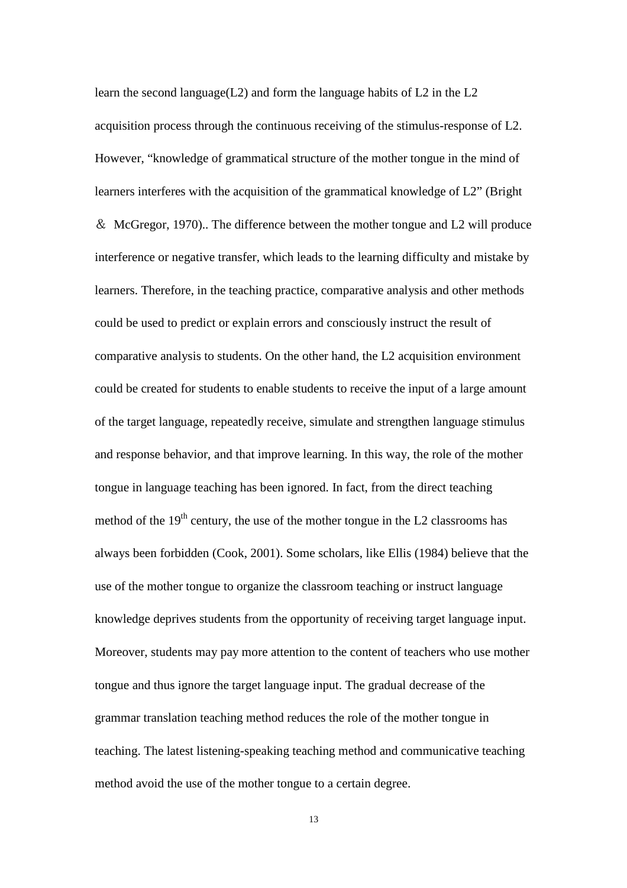learn the second language(L2) and form the language habits of L2 in the L2 acquisition process through the continuous receiving of the stimulus-response of L2. However, "knowledge of grammatical structure of the mother tongue in the mind of learners interferes with the acquisition of the grammatical knowledge of L2" (Bright ＆ McGregor, 1970).. The difference between the mother tongue and L2 will produce interference or negative transfer, which leads to the learning difficulty and mistake by learners. Therefore, in the teaching practice, comparative analysis and other methods could be used to predict or explain errors and consciously instruct the result of comparative analysis to students. On the other hand, the L2 acquisition environment could be created for students to enable students to receive the input of a large amount of the target language, repeatedly receive, simulate and strengthen language stimulus and response behavior, and that improve learning. In this way, the role of the mother tongue in language teaching has been ignored. In fact, from the direct teaching method of the 19th century, the use of the mother tongue in the L2 classrooms has always been forbidden (Cook, 2001). Some scholars, like Ellis (1984) believe that the use of the mother tongue to organize the classroom teaching or instruct language knowledge deprives students from the opportunity of receiving target language input. Moreover, students may pay more attention to the content of teachers who use mother tongue and thus ignore the target language input. The gradual decrease of the grammar translation teaching method reduces the role of the mother tongue in teaching. The latest listening-speaking teaching method and communicative teaching method avoid the use of the mother tongue to a certain degree.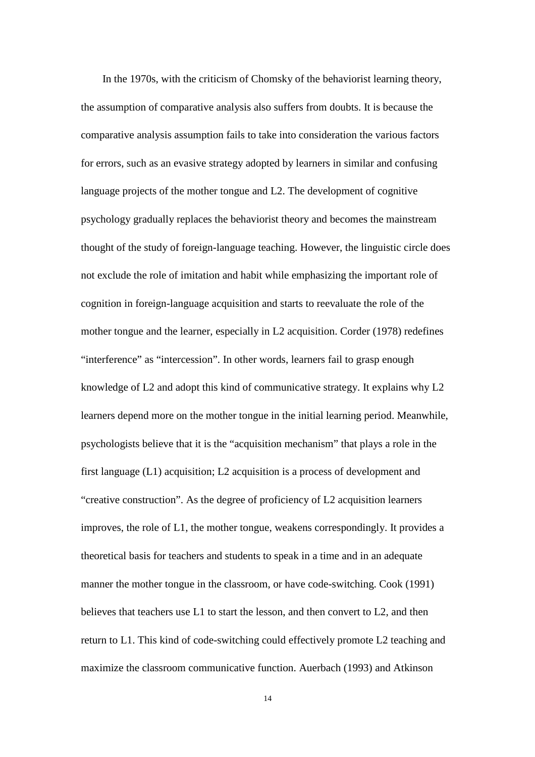In the 1970s, with the criticism of Chomsky of the behaviorist learning theory, the assumption of comparative analysis also suffers from doubts. It is because the comparative analysis assumption fails to take into consideration the various factors for errors, such as an evasive strategy adopted by learners in similar and confusing language projects of the mother tongue and L2. The development of cognitive psychology gradually replaces the behaviorist theory and becomes the mainstream thought of the study of foreign-language teaching. However, the linguistic circle does not exclude the role of imitation and habit while emphasizing the important role of cognition in foreign-language acquisition and starts to reevaluate the role of the mother tongue and the learner, especially in L2 acquisition. Corder (1978) redefines "interference" as "intercession". In other words, learners fail to grasp enough knowledge of L2 and adopt this kind of communicative strategy. It explains why L2 learners depend more on the mother tongue in the initial learning period. Meanwhile, psychologists believe that it is the "acquisition mechanism" that plays a role in the first language (L1) acquisition; L2 acquisition is a process of development and "creative construction". As the degree of proficiency of L2 acquisition learners improves, the role of L1, the mother tongue, weakens correspondingly. It provides a theoretical basis for teachers and students to speak in a time and in an adequate manner the mother tongue in the classroom, or have code-switching. Cook (1991) believes that teachers use L1 to start the lesson, and then convert to L2, and then return to L1. This kind of code-switching could effectively promote L2 teaching and maximize the classroom communicative function. Auerbach (1993) and Atkinson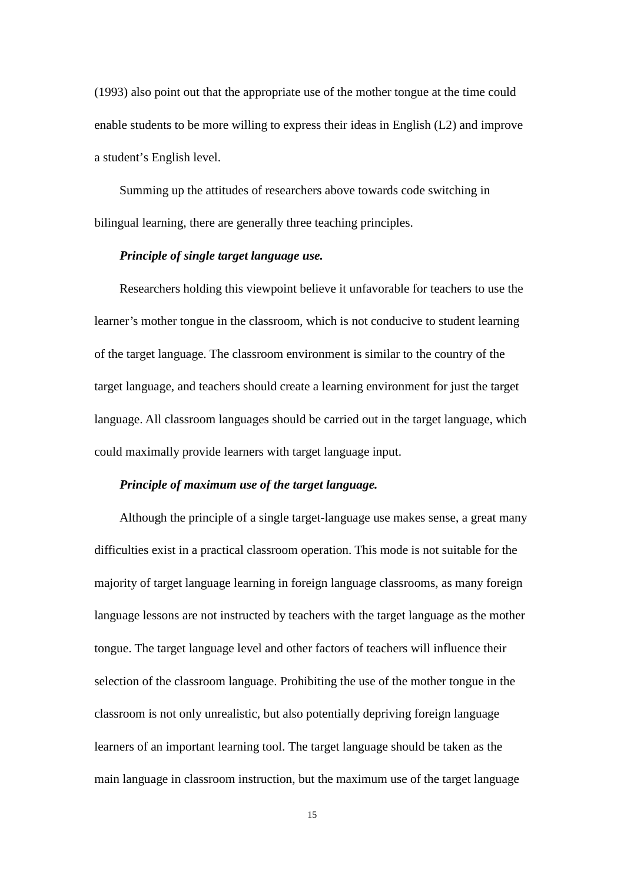(1993) also point out that the appropriate use of the mother tongue at the time could enable students to be more willing to express their ideas in English (L2) and improve a student's English level.

Summing up the attitudes of researchers above towards code switching in bilingual learning, there are generally three teaching principles.

***Principle of single target language use.***

Researchers holding this viewpoint believe it unfavorable for teachers to use the learner's mother tongue in the classroom, which is not conducive to student learning of the target language. The classroom environment is similar to the country of the target language, and teachers should create a learning environment for just the target language. All classroom languages should be carried out in the target language, which could maximally provide learners with target language input.

***Principle of maximum use of the target language.***

Although the principle of a single target-language use makes sense, a great many difficulties exist in a practical classroom operation. This mode is not suitable for the majority of target language learning in foreign language classrooms, as many foreign language lessons are not instructed by teachers with the target language as the mother tongue. The target language level and other factors of teachers will influence their selection of the classroom language. Prohibiting the use of the mother tongue in the classroom is not only unrealistic, but also potentially depriving foreign language learners of an important learning tool. The target language should be taken as the main language in classroom instruction, but the maximum use of the target language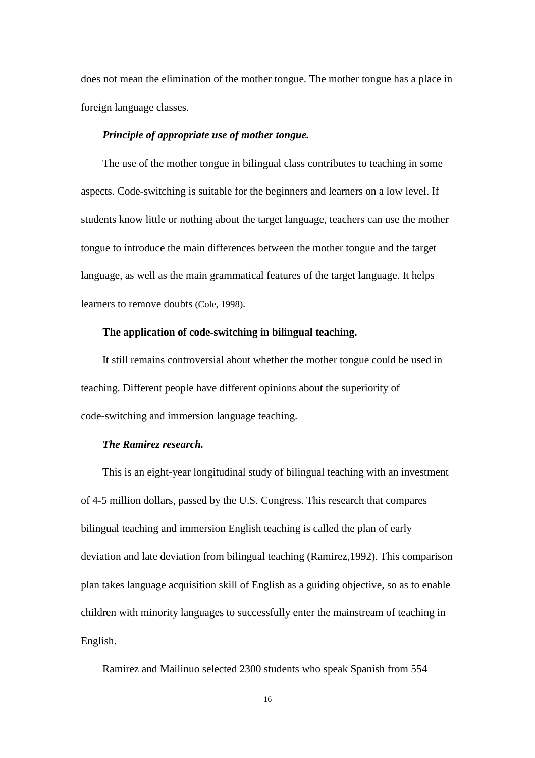does not mean the elimination of the mother tongue. The mother tongue has a place in foreign language classes.

***Principle of appropriate use of mother tongue.***

The use of the mother tongue in bilingual class contributes to teaching in some aspects. Code-switching is suitable for the beginners and learners on a low level. If students know little or nothing about the target language, teachers can use the mother tongue to introduce the main differences between the mother tongue and the target language, as well as the main grammatical features of the target language. It helps learners to remove doubts (Cole, 1998).

**The application of code-switching in bilingual teaching.**

It still remains controversial about whether the mother tongue could be used in teaching. Different people have different opinions about the superiority of code-switching and immersion language teaching.

***The Ramirez research.***

This is an eight-year longitudinal study of bilingual teaching with an investment of 4-5 million dollars, passed by the U.S. Congress. This research that compares bilingual teaching and immersion English teaching is called the plan of early deviation and late deviation from bilingual teaching (Ramirez,1992). This comparison plan takes language acquisition skill of English as a guiding objective, so as to enable children with minority languages to successfully enter the mainstream of teaching in English.

Ramirez and Mailinuo selected 2300 students who speak Spanish from 554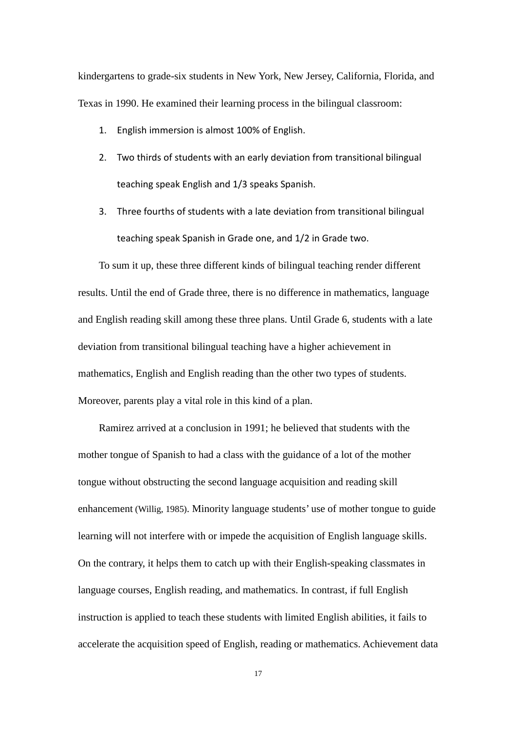kindergartens to grade-six students in New York, New Jersey, California, Florida, and Texas in 1990. He examined their learning process in the bilingual classroom:

1. English immersion is almost 100% of English.
2. Two thirds of students with an early deviation from transitional bilingual teaching speak English and 1/3 speaks Spanish.
3. Three fourths of students with a late deviation from transitional bilingual teaching speak Spanish in Grade one, and 1/2 in Grade two.

To sum it up, these three different kinds of bilingual teaching render different results. Until the end of Grade three, there is no difference in mathematics, language and English reading skill among these three plans. Until Grade 6, students with a late deviation from transitional bilingual teaching have a higher achievement in mathematics, English and English reading than the other two types of students. Moreover, parents play a vital role in this kind of a plan.

Ramirez arrived at a conclusion in 1991; he believed that students with the mother tongue of Spanish to had a class with the guidance of a lot of the mother tongue without obstructing the second language acquisition and reading skill enhancement (Willig, 1985). Minority language students' use of mother tongue to guide learning will not interfere with or impede the acquisition of English language skills. On the contrary, it helps them to catch up with their English-speaking classmates in language courses, English reading, and mathematics. In contrast, if full English instruction is applied to teach these students with limited English abilities, it fails to accelerate the acquisition speed of English, reading or mathematics. Achievement data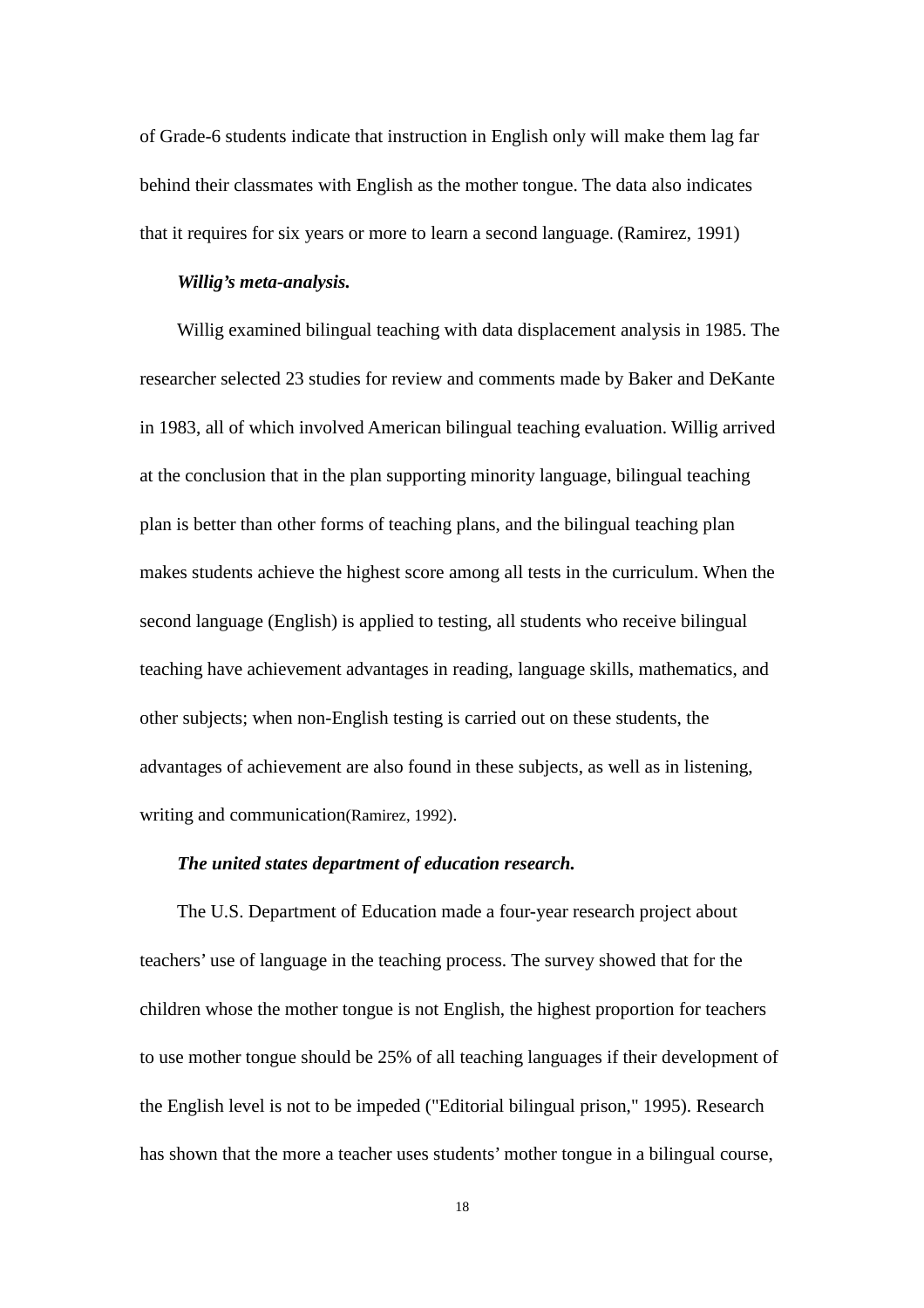of Grade-6 students indicate that instruction in English only will make them lag far behind their classmates with English as the mother tongue. The data also indicates that it requires for six years or more to learn a second language. (Ramirez, 1991)

***Willig's meta-analysis.***

Willig examined bilingual teaching with data displacement analysis in 1985. The researcher selected 23 studies for review and comments made by Baker and DeKante in 1983, all of which involved American bilingual teaching evaluation. Willig arrived at the conclusion that in the plan supporting minority language, bilingual teaching plan is better than other forms of teaching plans, and the bilingual teaching plan makes students achieve the highest score among all tests in the curriculum. When the second language (English) is applied to testing, all students who receive bilingual teaching have achievement advantages in reading, language skills, mathematics, and other subjects; when non-English testing is carried out on these students, the advantages of achievement are also found in these subjects, as well as in listening, writing and communication(Ramirez, 1992).

***The united states department of education research.***

The U.S. Department of Education made a four-year research project about teachers' use of language in the teaching process. The survey showed that for the children whose the mother tongue is not English, the highest proportion for teachers to use mother tongue should be 25% of all teaching languages if their development of the English level is not to be impeded ("Editorial bilingual prison," 1995). Research has shown that the more a teacher uses students' mother tongue in a bilingual course,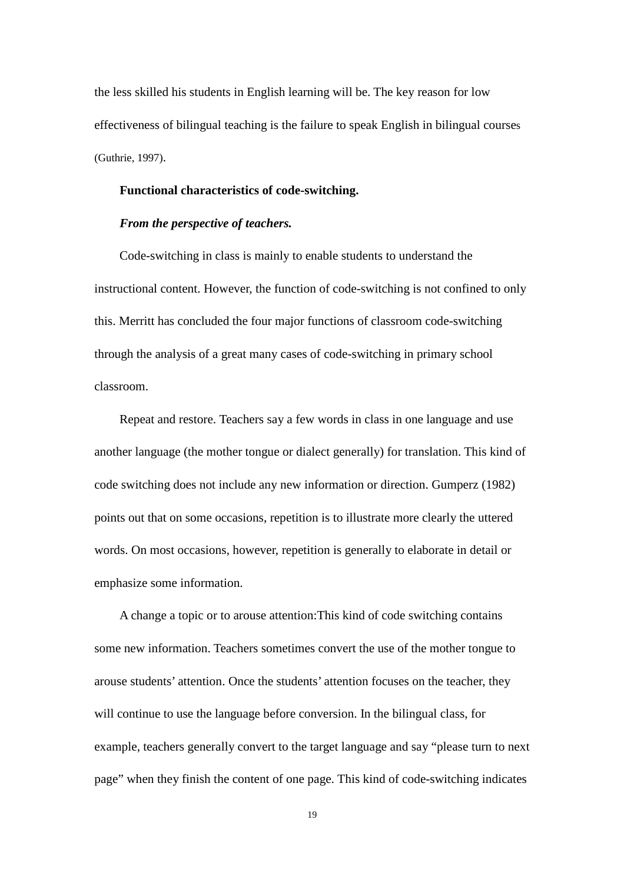the less skilled his students in English learning will be. The key reason for low effectiveness of bilingual teaching is the failure to speak English in bilingual courses (Guthrie, 1997).

### Functional characteristics of code-switching.

#### *From the perspective of teachers.*

Code-switching in class is mainly to enable students to understand the instructional content. However, the function of code-switching is not confined to only this. Merritt has concluded the four major functions of classroom code-switching through the analysis of a great many cases of code-switching in primary school classroom.

Repeat and restore. Teachers say a few words in class in one language and use another language (the mother tongue or dialect generally) for translation. This kind of code switching does not include any new information or direction. Gumperz (1982) points out that on some occasions, repetition is to illustrate more clearly the uttered words. On most occasions, however, repetition is generally to elaborate in detail or emphasize some information.

A change a topic or to arouse attention:This kind of code switching contains some new information. Teachers sometimes convert the use of the mother tongue to arouse students' attention. Once the students' attention focuses on the teacher, they will continue to use the language before conversion. In the bilingual class, for example, teachers generally convert to the target language and say "please turn to next page" when they finish the content of one page. This kind of code-switching indicates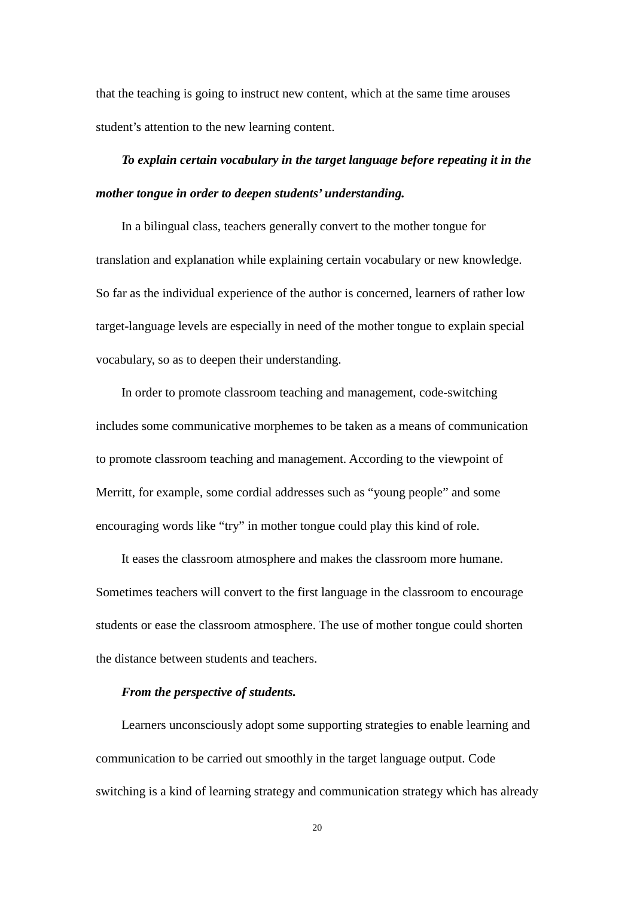that the teaching is going to instruct new content, which at the same time arouses student's attention to the new learning content.

***To explain certain vocabulary in the target language before repeating it in the mother tongue in order to deepen students' understanding.***

In a bilingual class, teachers generally convert to the mother tongue for translation and explanation while explaining certain vocabulary or new knowledge. So far as the individual experience of the author is concerned, learners of rather low target-language levels are especially in need of the mother tongue to explain special vocabulary, so as to deepen their understanding.

In order to promote classroom teaching and management, code-switching includes some communicative morphemes to be taken as a means of communication to promote classroom teaching and management. According to the viewpoint of Merritt, for example, some cordial addresses such as "young people" and some encouraging words like "try" in mother tongue could play this kind of role.

It eases the classroom atmosphere and makes the classroom more humane. Sometimes teachers will convert to the first language in the classroom to encourage students or ease the classroom atmosphere. The use of mother tongue could shorten the distance between students and teachers.

***From the perspective of students.***

Learners unconsciously adopt some supporting strategies to enable learning and communication to be carried out smoothly in the target language output. Code switching is a kind of learning strategy and communication strategy which has already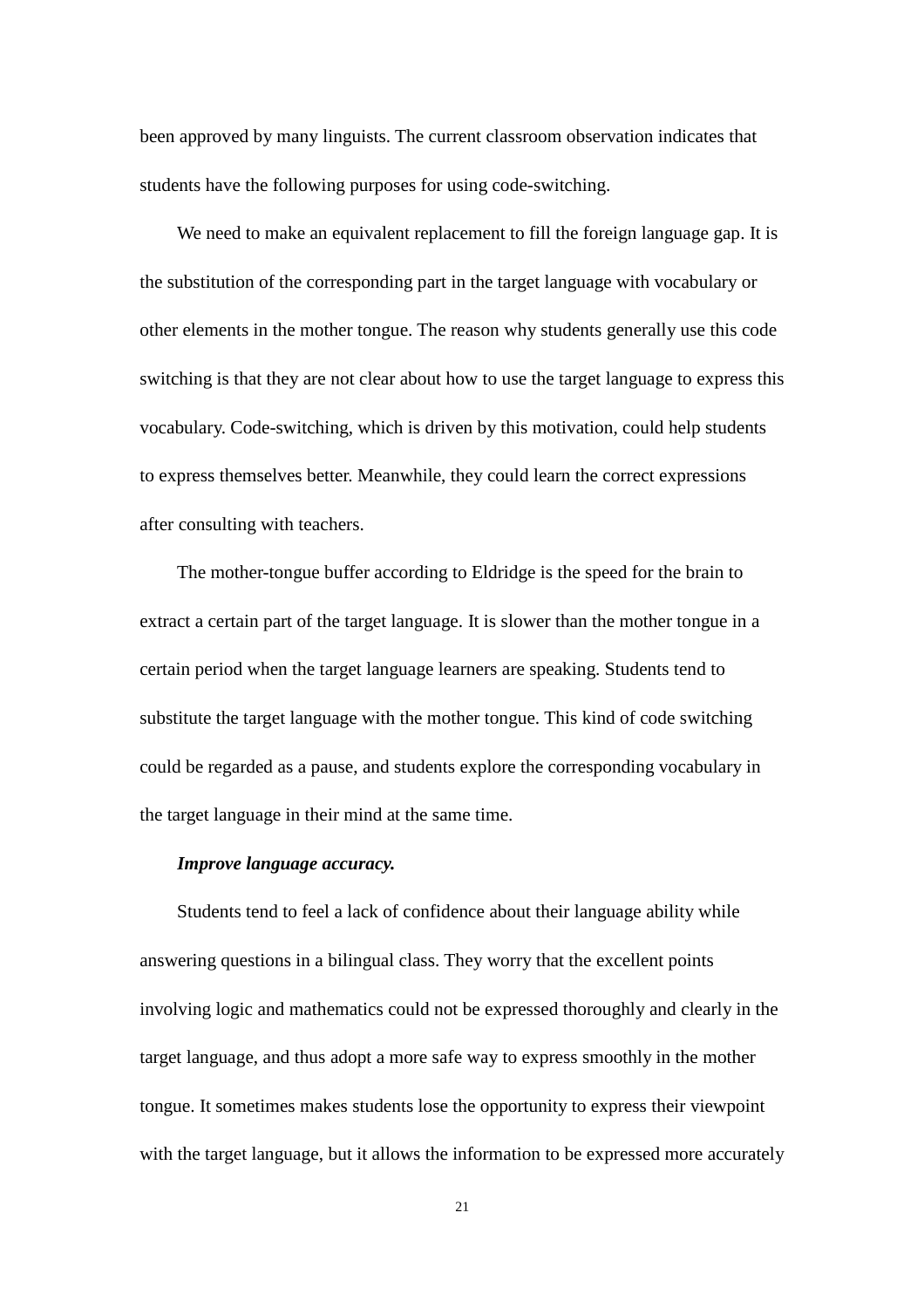been approved by many linguists. The current classroom observation indicates that students have the following purposes for using code-switching.

We need to make an equivalent replacement to fill the foreign language gap. It is the substitution of the corresponding part in the target language with vocabulary or other elements in the mother tongue. The reason why students generally use this code switching is that they are not clear about how to use the target language to express this vocabulary. Code-switching, which is driven by this motivation, could help students to express themselves better. Meanwhile, they could learn the correct expressions after consulting with teachers.

The mother-tongue buffer according to Eldridge is the speed for the brain to extract a certain part of the target language. It is slower than the mother tongue in a certain period when the target language learners are speaking. Students tend to substitute the target language with the mother tongue. This kind of code switching could be regarded as a pause, and students explore the corresponding vocabulary in the target language in their mind at the same time.

***Improve language accuracy.***

Students tend to feel a lack of confidence about their language ability while answering questions in a bilingual class. They worry that the excellent points involving logic and mathematics could not be expressed thoroughly and clearly in the target language, and thus adopt a more safe way to express smoothly in the mother tongue. It sometimes makes students lose the opportunity to express their viewpoint with the target language, but it allows the information to be expressed more accurately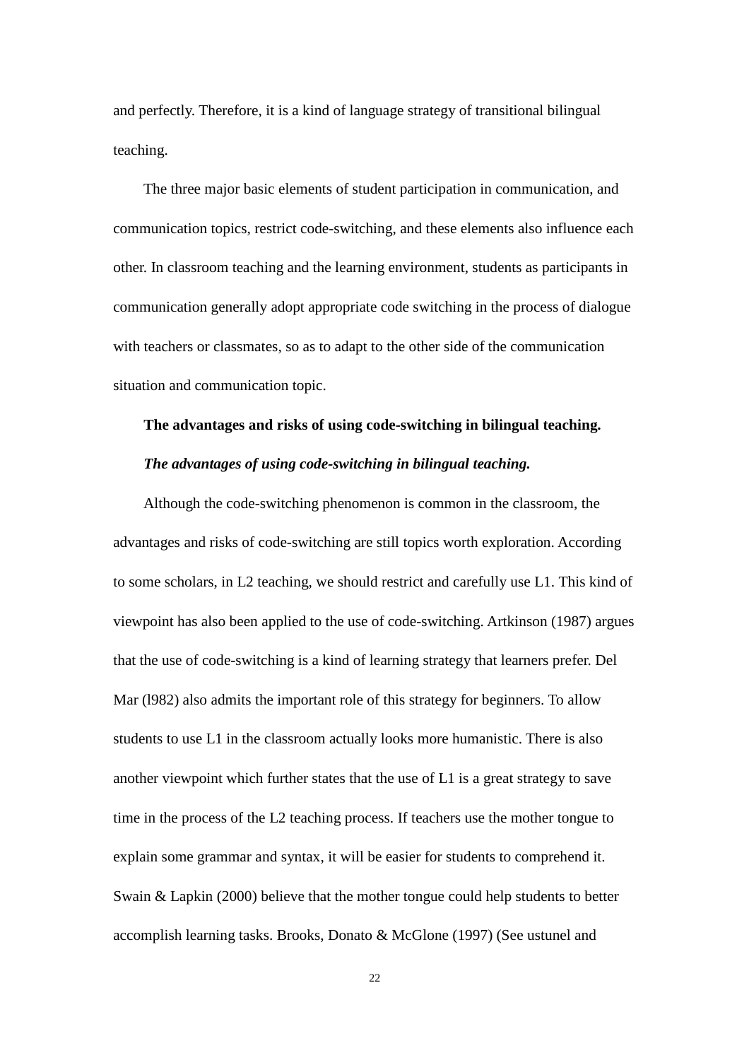and perfectly. Therefore, it is a kind of language strategy of transitional bilingual teaching.

The three major basic elements of student participation in communication, and communication topics, restrict code-switching, and these elements also influence each other. In classroom teaching and the learning environment, students as participants in communication generally adopt appropriate code switching in the process of dialogue with teachers or classmates, so as to adapt to the other side of the communication situation and communication topic.

### The advantages and risks of using code-switching in bilingual teaching.

#### *The advantages of using code-switching in bilingual teaching.*

Although the code-switching phenomenon is common in the classroom, the advantages and risks of code-switching are still topics worth exploration. According to some scholars, in L2 teaching, we should restrict and carefully use L1. This kind of viewpoint has also been applied to the use of code-switching. Artkinson (1987) argues that the use of code-switching is a kind of learning strategy that learners prefer. Del Mar (l982) also admits the important role of this strategy for beginners. To allow students to use L1 in the classroom actually looks more humanistic. There is also another viewpoint which further states that the use of L1 is a great strategy to save time in the process of the L2 teaching process. If teachers use the mother tongue to explain some grammar and syntax, it will be easier for students to comprehend it. Swain & Lapkin (2000) believe that the mother tongue could help students to better accomplish learning tasks. Brooks, Donato & McGlone (1997) (See ustunel and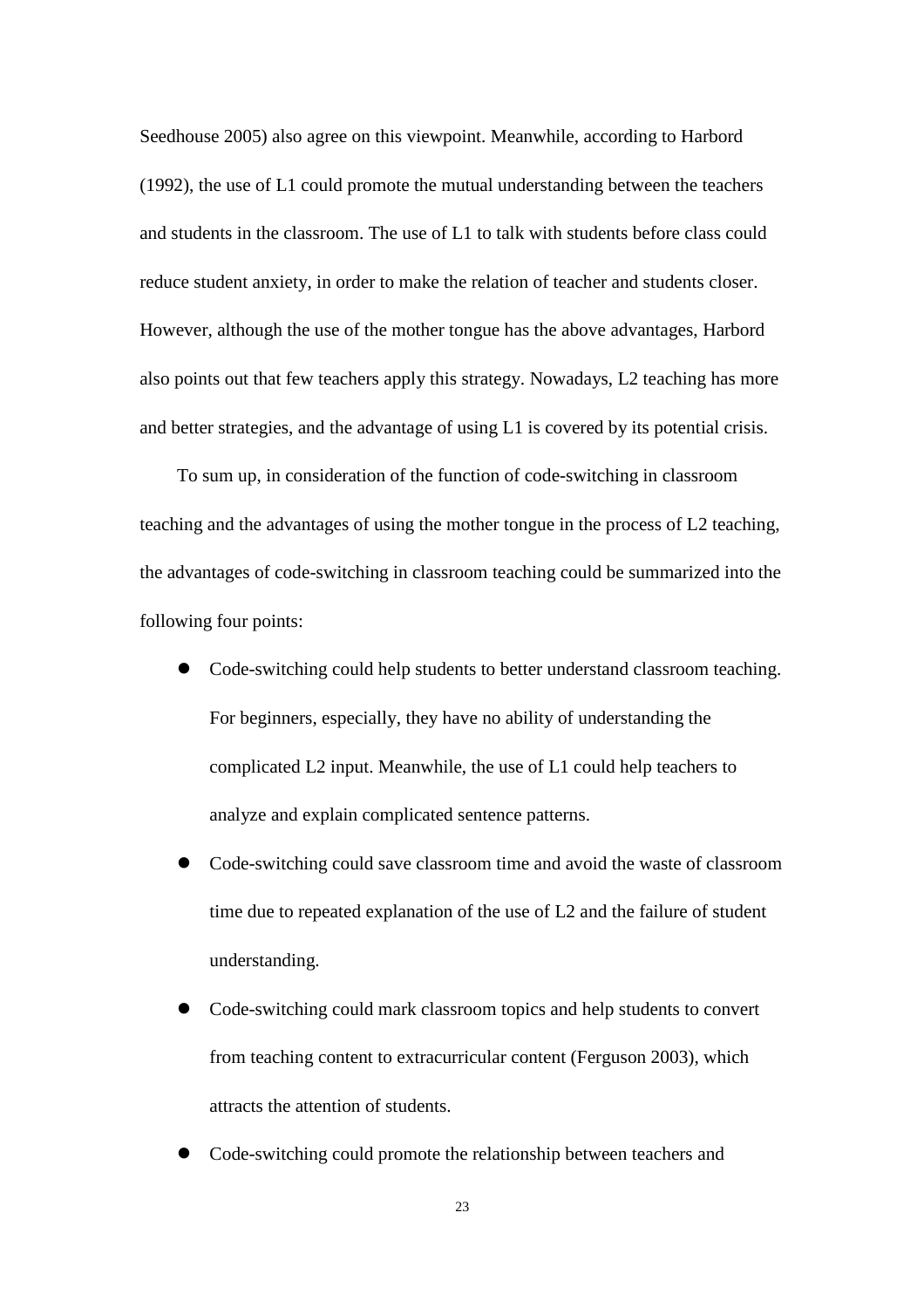Seedhouse 2005) also agree on this viewpoint. Meanwhile, according to Harbord (1992), the use of L1 could promote the mutual understanding between the teachers and students in the classroom. The use of L1 to talk with students before class could reduce student anxiety, in order to make the relation of teacher and students closer. However, although the use of the mother tongue has the above advantages, Harbord also points out that few teachers apply this strategy. Nowadays, L2 teaching has more and better strategies, and the advantage of using L1 is covered by its potential crisis.

To sum up, in consideration of the function of code-switching in classroom teaching and the advantages of using the mother tongue in the process of L2 teaching, the advantages of code-switching in classroom teaching could be summarized into the following four points:

- Code-switching could help students to better understand classroom teaching. For beginners, especially, they have no ability of understanding the complicated L2 input. Meanwhile, the use of L1 could help teachers to analyze and explain complicated sentence patterns.
- Code-switching could save classroom time and avoid the waste of classroom time due to repeated explanation of the use of L2 and the failure of student understanding.
- Code-switching could mark classroom topics and help students to convert from teaching content to extracurricular content (Ferguson 2003), which attracts the attention of students.
- Code-switching could promote the relationship between teachers and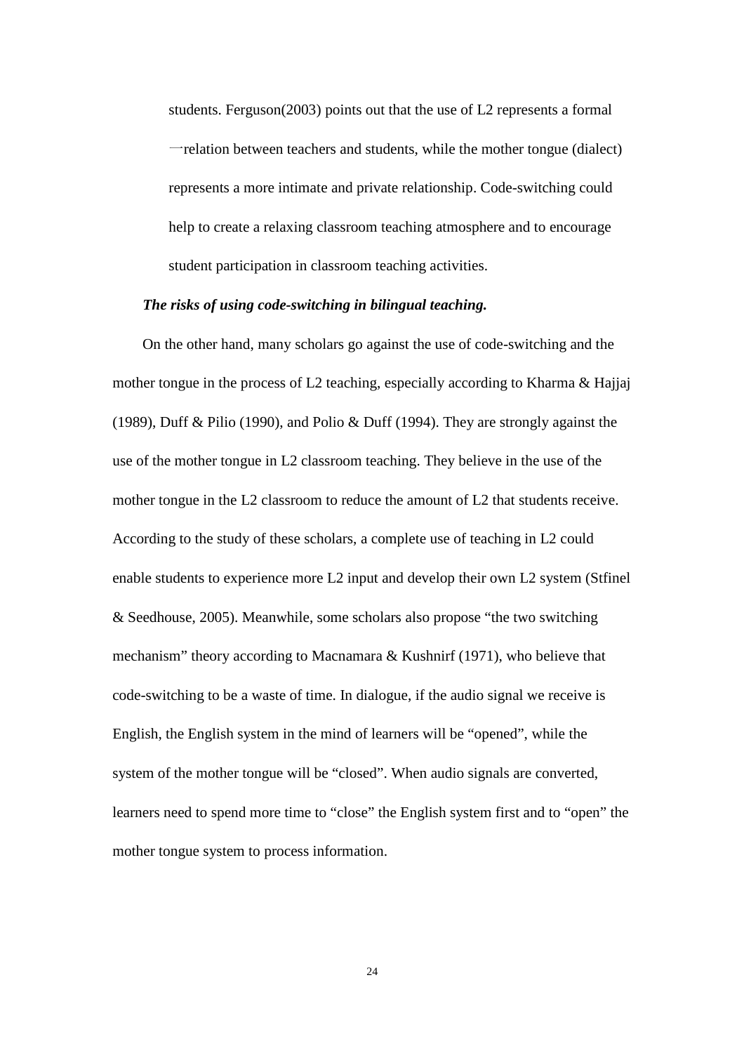students. Ferguson(2003) points out that the use of L2 represents a formal 一relation between teachers and students, while the mother tongue (dialect) represents a more intimate and private relationship. Code-switching could help to create a relaxing classroom teaching atmosphere and to encourage student participation in classroom teaching activities.

***The risks of using code-switching in bilingual teaching.***

On the other hand, many scholars go against the use of code-switching and the mother tongue in the process of L2 teaching, especially according to Kharma & Hajjaj (1989), Duff & Pilio (1990), and Polio & Duff (1994). They are strongly against the use of the mother tongue in L2 classroom teaching. They believe in the use of the mother tongue in the L2 classroom to reduce the amount of L2 that students receive. According to the study of these scholars, a complete use of teaching in L2 could enable students to experience more L2 input and develop their own L2 system (Stfinel & Seedhouse, 2005). Meanwhile, some scholars also propose "the two switching mechanism" theory according to Macnamara & Kushnirf (1971), who believe that code-switching to be a waste of time. In dialogue, if the audio signal we receive is English, the English system in the mind of learners will be "opened", while the system of the mother tongue will be "closed". When audio signals are converted, learners need to spend more time to "close" the English system first and to "open" the mother tongue system to process information.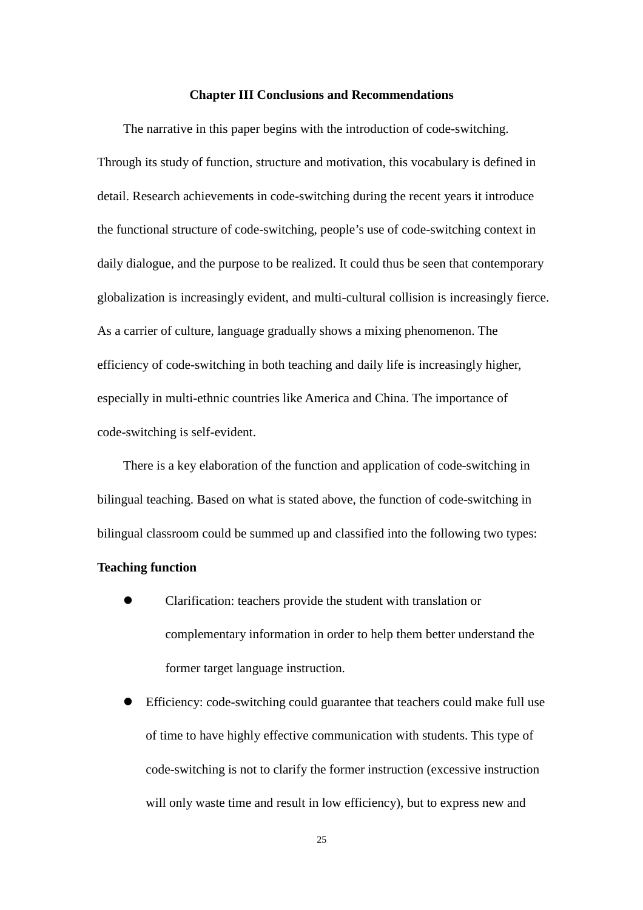# Chapter III Conclusions and Recommendations

The narrative in this paper begins with the introduction of code-switching. Through its study of function, structure and motivation, this vocabulary is defined in detail. Research achievements in code-switching during the recent years it introduce the functional structure of code-switching, people's use of code-switching context in daily dialogue, and the purpose to be realized. It could thus be seen that contemporary globalization is increasingly evident, and multi-cultural collision is increasingly fierce. As a carrier of culture, language gradually shows a mixing phenomenon. The efficiency of code-switching in both teaching and daily life is increasingly higher, especially in multi-ethnic countries like America and China. The importance of code-switching is self-evident.

There is a key elaboration of the function and application of code-switching in bilingual teaching. Based on what is stated above, the function of code-switching in bilingual classroom could be summed up and classified into the following two types:

**Teaching function**

- Clarification: teachers provide the student with translation or complementary information in order to help them better understand the former target language instruction.
- Efficiency: code-switching could guarantee that teachers could make full use of time to have highly effective communication with students. This type of code-switching is not to clarify the former instruction (excessive instruction will only waste time and result in low efficiency), but to express new and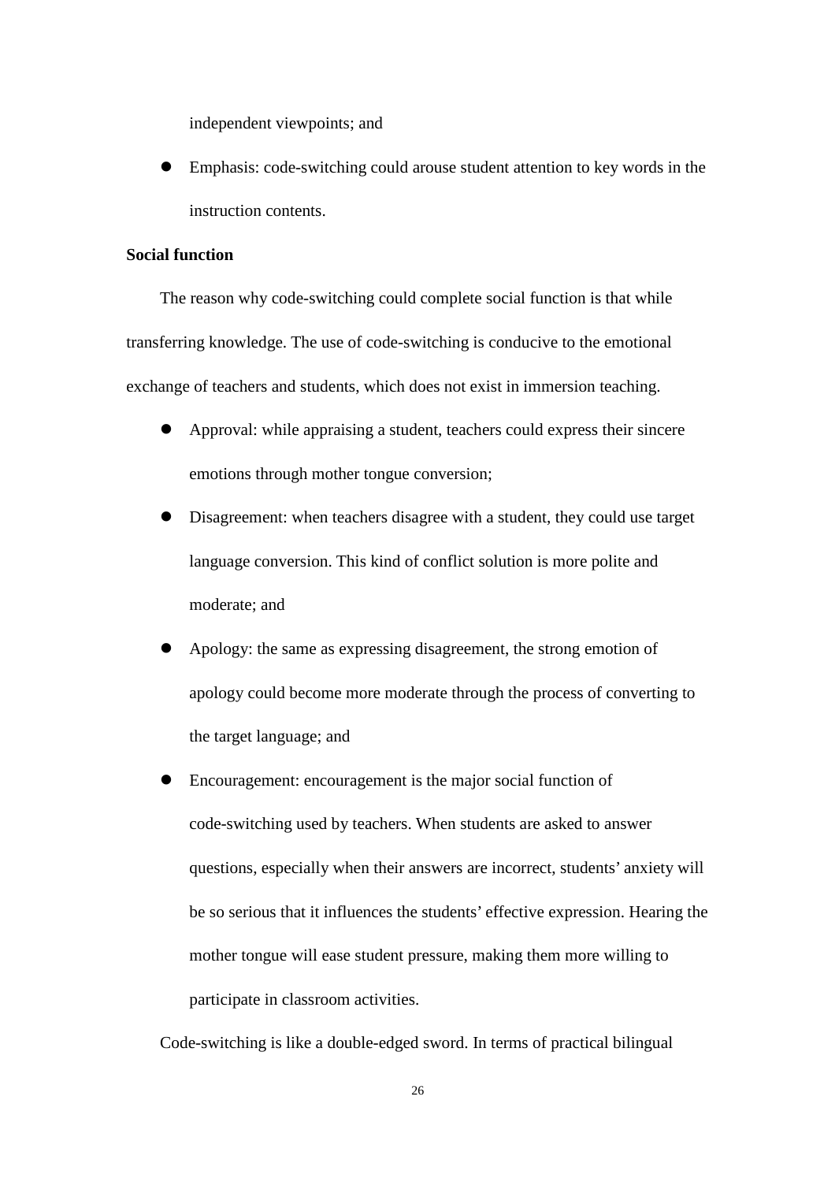independent viewpoints; and

- Emphasis: code-switching could arouse student attention to key words in the instruction contents.

**Social function**

The reason why code-switching could complete social function is that while transferring knowledge. The use of code-switching is conducive to the emotional exchange of teachers and students, which does not exist in immersion teaching.

- Approval: while appraising a student, teachers could express their sincere emotions through mother tongue conversion;
- Disagreement: when teachers disagree with a student, they could use target language conversion. This kind of conflict solution is more polite and moderate; and
- Apology: the same as expressing disagreement, the strong emotion of apology could become more moderate through the process of converting to the target language; and
- Encouragement: encouragement is the major social function of code-switching used by teachers. When students are asked to answer questions, especially when their answers are incorrect, students' anxiety will be so serious that it influences the students' effective expression. Hearing the mother tongue will ease student pressure, making them more willing to participate in classroom activities.

Code-switching is like a double-edged sword. In terms of practical bilingual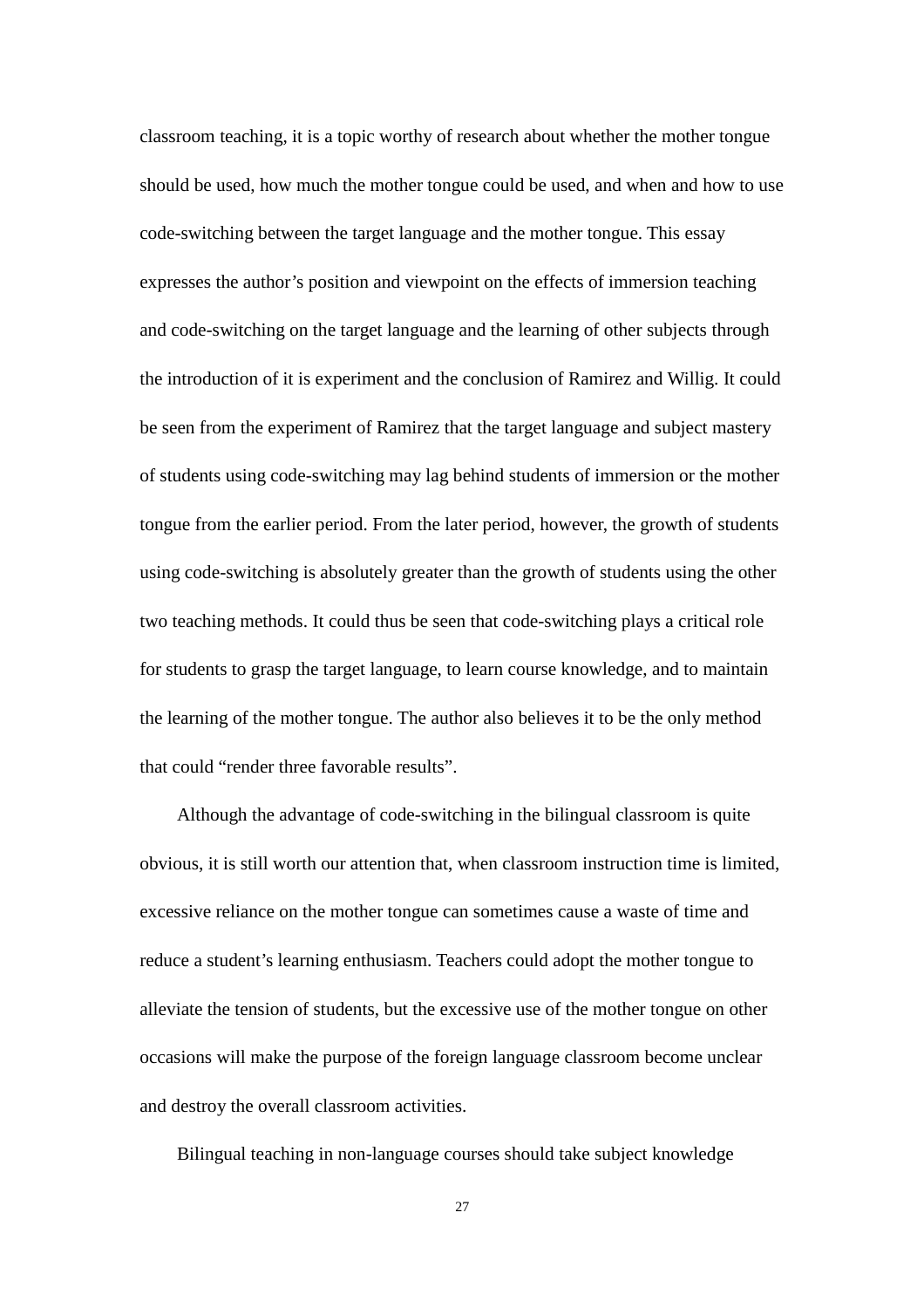classroom teaching, it is a topic worthy of research about whether the mother tongue should be used, how much the mother tongue could be used, and when and how to use code-switching between the target language and the mother tongue. This essay expresses the author's position and viewpoint on the effects of immersion teaching and code-switching on the target language and the learning of other subjects through the introduction of it is experiment and the conclusion of Ramirez and Willig. It could be seen from the experiment of Ramirez that the target language and subject mastery of students using code-switching may lag behind students of immersion or the mother tongue from the earlier period. From the later period, however, the growth of students using code-switching is absolutely greater than the growth of students using the other two teaching methods. It could thus be seen that code-switching plays a critical role for students to grasp the target language, to learn course knowledge, and to maintain the learning of the mother tongue. The author also believes it to be the only method that could "render three favorable results".

Although the advantage of code-switching in the bilingual classroom is quite obvious, it is still worth our attention that, when classroom instruction time is limited, excessive reliance on the mother tongue can sometimes cause a waste of time and reduce a student's learning enthusiasm. Teachers could adopt the mother tongue to alleviate the tension of students, but the excessive use of the mother tongue on other occasions will make the purpose of the foreign language classroom become unclear and destroy the overall classroom activities.

Bilingual teaching in non-language courses should take subject knowledge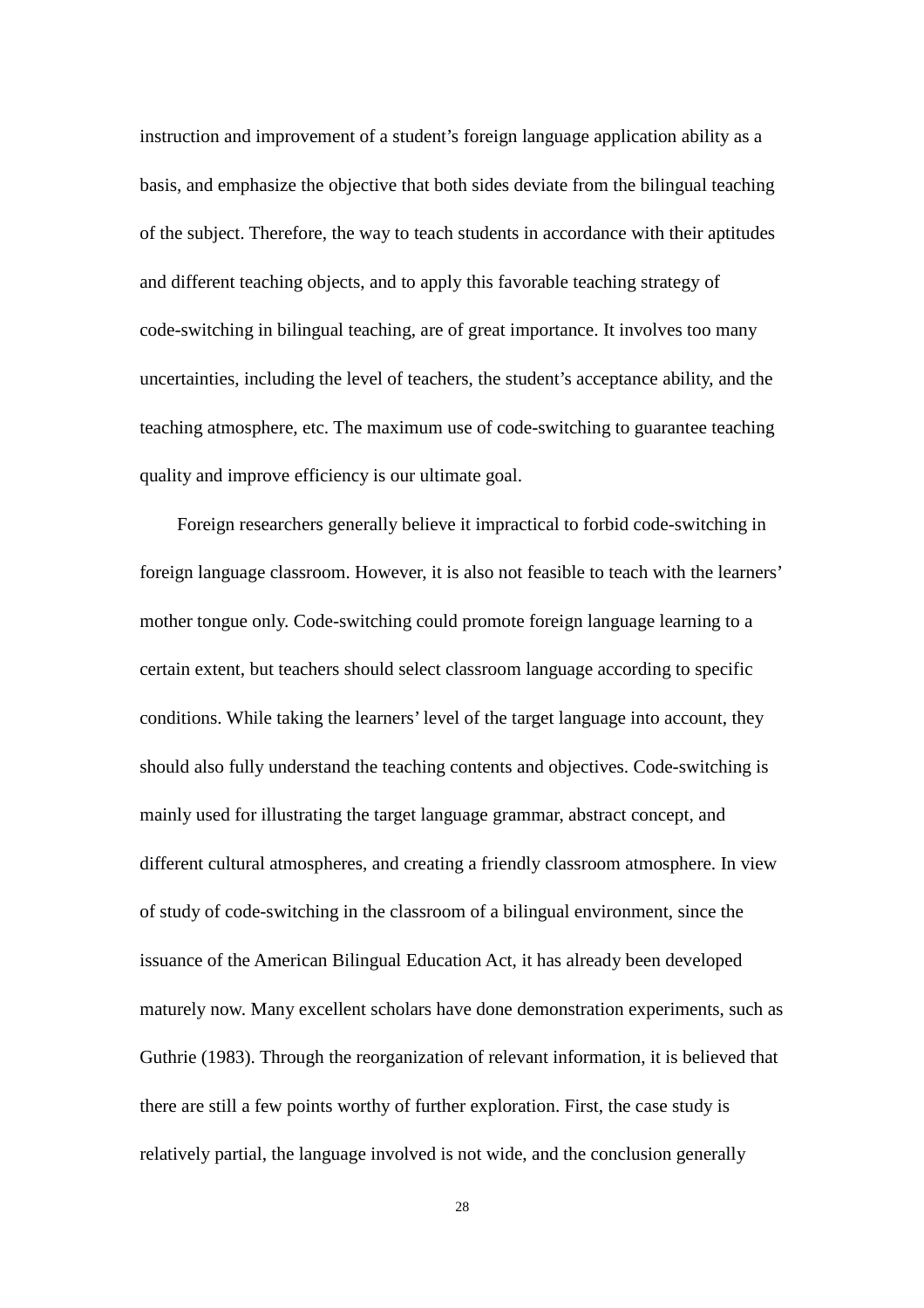instruction and improvement of a student's foreign language application ability as a basis, and emphasize the objective that both sides deviate from the bilingual teaching of the subject. Therefore, the way to teach students in accordance with their aptitudes and different teaching objects, and to apply this favorable teaching strategy of code-switching in bilingual teaching, are of great importance. It involves too many uncertainties, including the level of teachers, the student's acceptance ability, and the teaching atmosphere, etc. The maximum use of code-switching to guarantee teaching quality and improve efficiency is our ultimate goal.

Foreign researchers generally believe it impractical to forbid code-switching in foreign language classroom. However, it is also not feasible to teach with the learners' mother tongue only. Code-switching could promote foreign language learning to a certain extent, but teachers should select classroom language according to specific conditions. While taking the learners' level of the target language into account, they should also fully understand the teaching contents and objectives. Code-switching is mainly used for illustrating the target language grammar, abstract concept, and different cultural atmospheres, and creating a friendly classroom atmosphere. In view of study of code-switching in the classroom of a bilingual environment, since the issuance of the American Bilingual Education Act, it has already been developed maturely now. Many excellent scholars have done demonstration experiments, such as Guthrie (1983). Through the reorganization of relevant information, it is believed that there are still a few points worthy of further exploration. First, the case study is relatively partial, the language involved is not wide, and the conclusion generally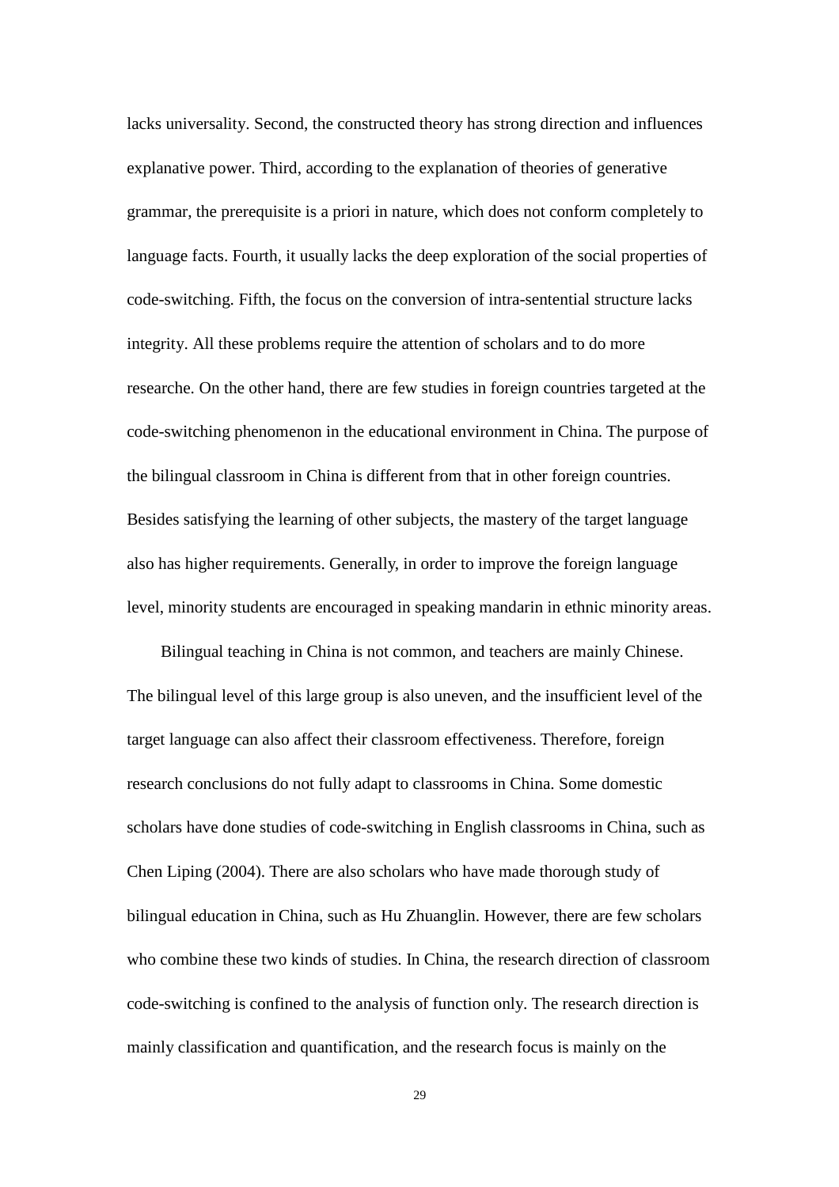lacks universality. Second, the constructed theory has strong direction and influences explanative power. Third, according to the explanation of theories of generative grammar, the prerequisite is a priori in nature, which does not conform completely to language facts. Fourth, it usually lacks the deep exploration of the social properties of code-switching. Fifth, the focus on the conversion of intra-sentential structure lacks integrity. All these problems require the attention of scholars and to do more researche. On the other hand, there are few studies in foreign countries targeted at the code-switching phenomenon in the educational environment in China. The purpose of the bilingual classroom in China is different from that in other foreign countries. Besides satisfying the learning of other subjects, the mastery of the target language also has higher requirements. Generally, in order to improve the foreign language level, minority students are encouraged in speaking mandarin in ethnic minority areas.

Bilingual teaching in China is not common, and teachers are mainly Chinese. The bilingual level of this large group is also uneven, and the insufficient level of the target language can also affect their classroom effectiveness. Therefore, foreign research conclusions do not fully adapt to classrooms in China. Some domestic scholars have done studies of code-switching in English classrooms in China, such as Chen Liping (2004). There are also scholars who have made thorough study of bilingual education in China, such as Hu Zhuanglin. However, there are few scholars who combine these two kinds of studies. In China, the research direction of classroom code-switching is confined to the analysis of function only. The research direction is mainly classification and quantification, and the research focus is mainly on the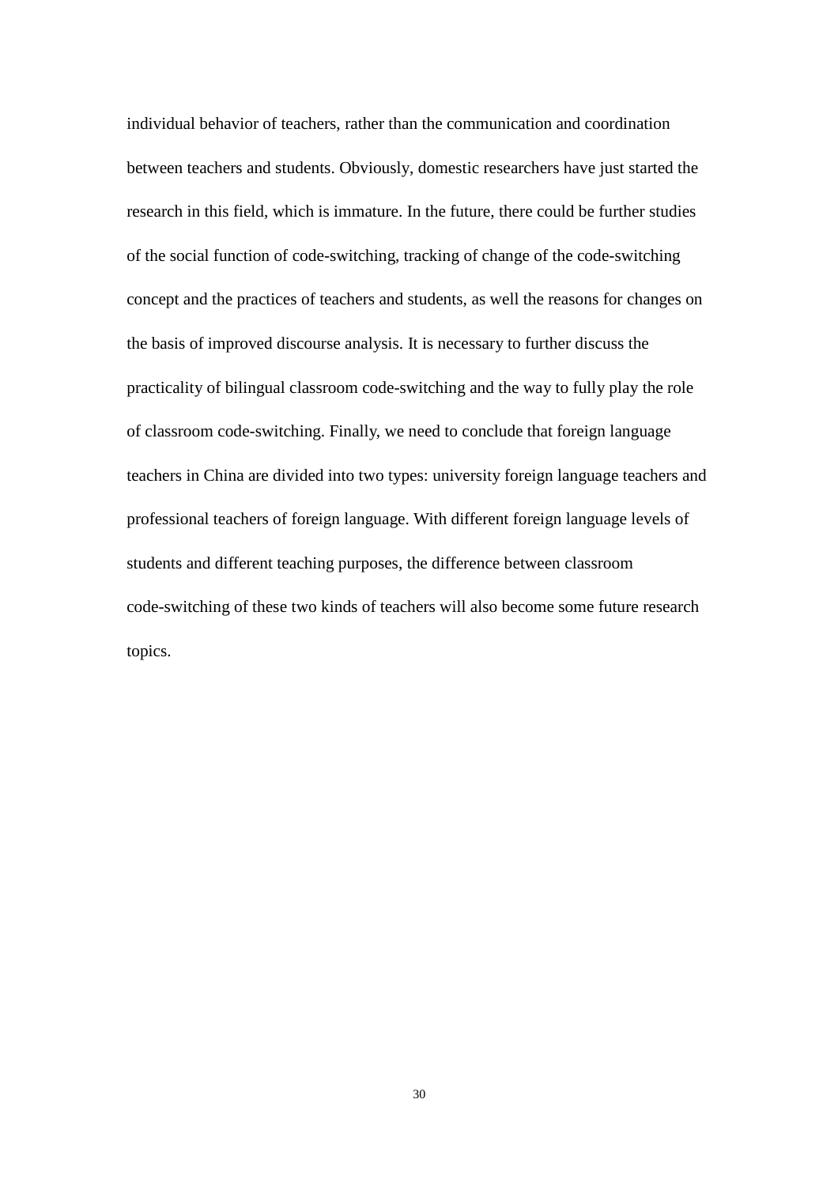individual behavior of teachers, rather than the communication and coordination between teachers and students. Obviously, domestic researchers have just started the research in this field, which is immature. In the future, there could be further studies of the social function of code-switching, tracking of change of the code-switching concept and the practices of teachers and students, as well the reasons for changes on the basis of improved discourse analysis. It is necessary to further discuss the practicality of bilingual classroom code-switching and the way to fully play the role of classroom code-switching. Finally, we need to conclude that foreign language teachers in China are divided into two types: university foreign language teachers and professional teachers of foreign language. With different foreign language levels of students and different teaching purposes, the difference between classroom code-switching of these two kinds of teachers will also become some future research topics.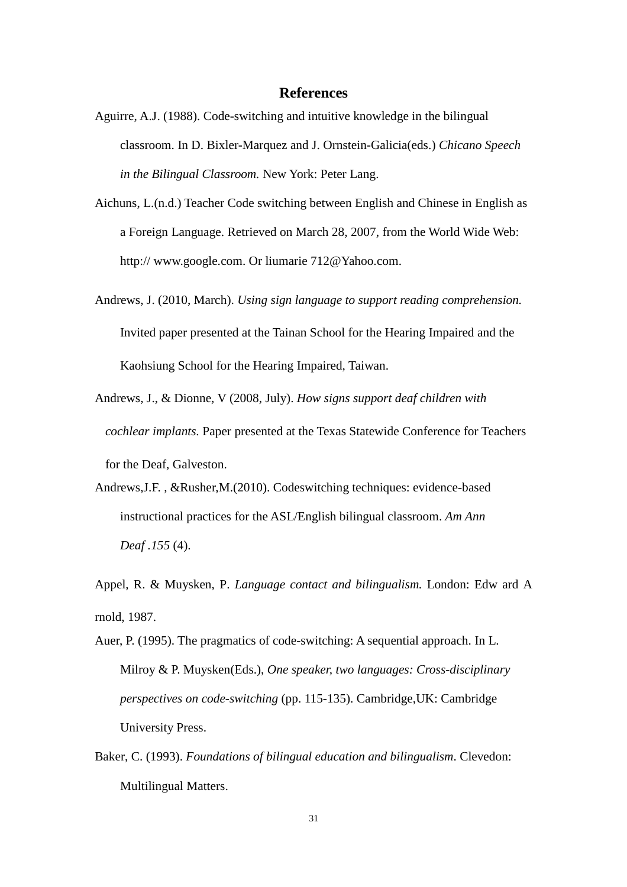# References

Aguirre, A.J. (1988). Code-switching and intuitive knowledge in the bilingual classroom. In D. Bixler-Marquez and J. Ornstein-Galicia(eds.) *Chicano Speech in the Bilingual Classroom.* New York: Peter Lang.

Aichuns, L.(n.d.) Teacher Code switching between English and Chinese in English as a Foreign Language. Retrieved on March 28, 2007, from the World Wide Web: http:// www.google.com. Or liumarie 712@Yahoo.com.

Andrews, J. (2010, March). *Using sign language to support reading comprehension.* Invited paper presented at the Tainan School for the Hearing Impaired and the Kaohsiung School for the Hearing Impaired, Taiwan.

Andrews, J., & Dionne, V (2008, July). *How signs support deaf children with cochlear implants.* Paper presented at the Texas Statewide Conference for Teachers for the Deaf, Galveston.

Andrews,J.F. , &Rusher,M.(2010). Codeswitching techniques: evidence-based instructional practices for the ASL/English bilingual classroom. *Am Ann Deaf .155* (4).

Appel, R. & Muysken, P. *Language contact and bilingualism.* London: Edw ard A rnold, 1987.

Auer, P. (1995). The pragmatics of code-switching: A sequential approach. In L. Milroy & P. Muysken(Eds.), *One speaker, two languages: Cross-disciplinary perspectives on code-switching* (pp. 115-135). Cambridge,UK: Cambridge University Press.

Baker, C. (1993). *Foundations of bilingual education and bilingualism*. Clevedon: Multilingual Matters.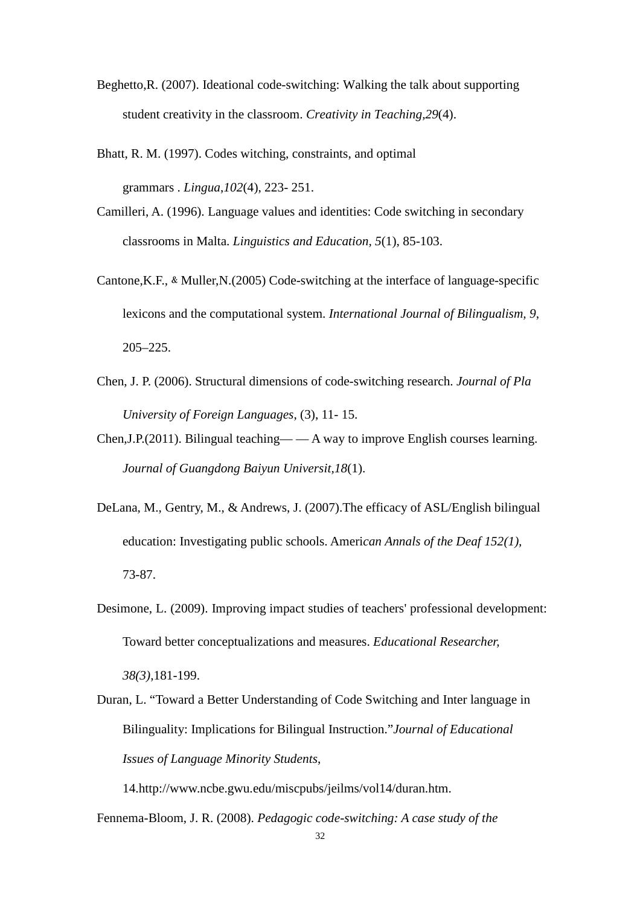Beghetto,R. (2007). Ideational code-switching: Walking the talk about supporting student creativity in the classroom. *Creativity in Teaching,29*(4).

Bhatt, R. M. (1997). Codes witching, constraints, and optimal grammars . *Lingua,102*(4), 223- 251.

Camilleri, A. (1996). Language values and identities: Code switching in secondary classrooms in Malta. *Linguistics and Education, 5*(1), 85-103.

Cantone,K.F., & Muller,N.(2005) Code-switching at the interface of language-specific lexicons and the computational system. *International Journal of Bilingualism, 9*, 205–225.

Chen, J. P. (2006). Structural dimensions of code-switching research. *Journal of Pla University of Foreign Languages*, (3), 11- 15.

Chen,J.P.(2011). Bilingual teaching— — A way to improve English courses learning. *Journal of Guangdong Baiyun Universit,18*(1).

DeLana, M., Gentry, M., & Andrews, J. (2007).The efficacy of ASL/English bilingual education: Investigating public schools. Ameri*can Annals of the Deaf 152(1),* 73-87.

Desimone, L. (2009). Improving impact studies of teachers' professional development: Toward better conceptualizations and measures. *Educational Researcher, 38(3)*,181-199.

Duran, L. "Toward a Better Understanding of Code Switching and Inter language in Bilinguality: Implications for Bilingual Instruction."*Journal of Educational Issues of Language Minority Students*, 14.http://www.ncbe.gwu.edu/miscpubs/jeilms/vol14/duran.htm.

Fennema-Bloom, J. R. (2008). *Pedagogic code-switching: A case study of the*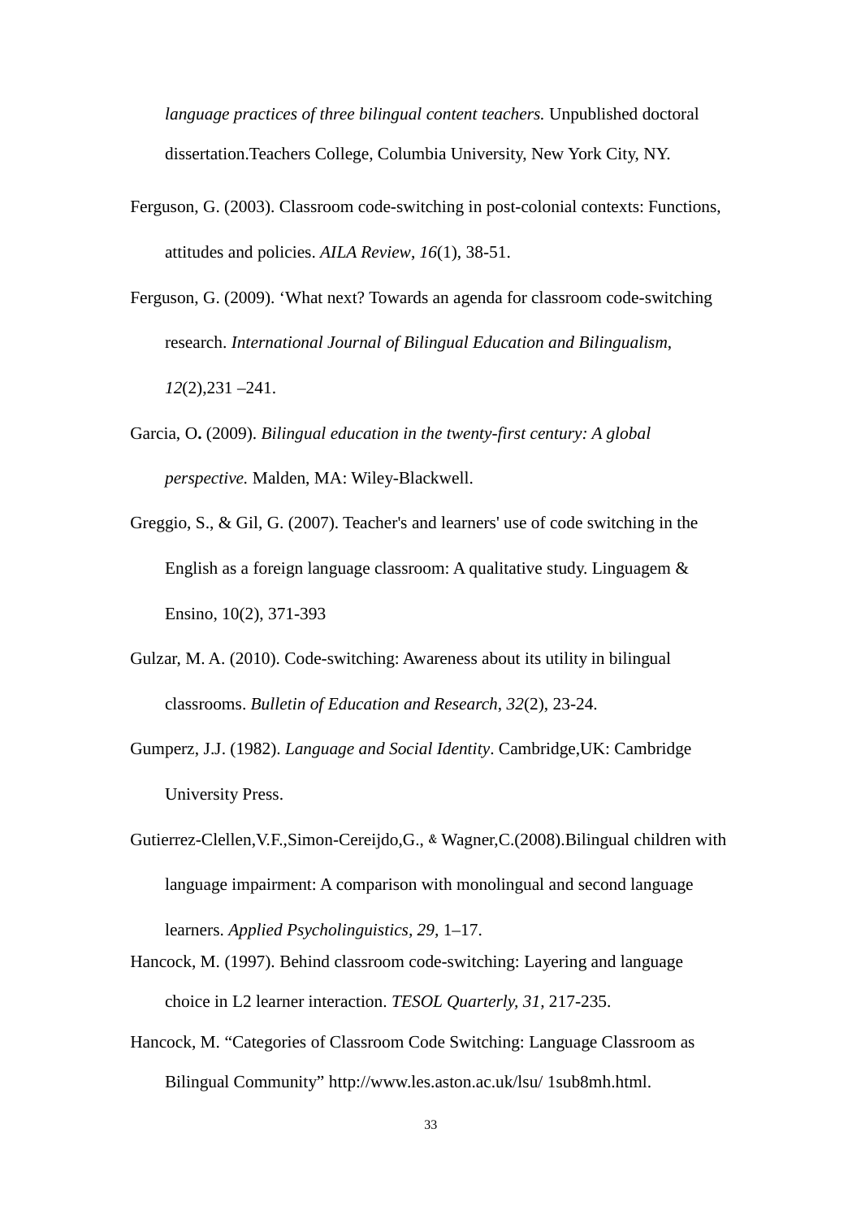*language practices of three bilingual content teachers.* Unpublished doctoral dissertation.Teachers College, Columbia University, New York City, NY.

Ferguson, G. (2003). Classroom code-switching in post-colonial contexts: Functions, attitudes and policies. *AILA Review*, *16*(1), 38-51.

Ferguson, G. (2009). 'What next? Towards an agenda for classroom code-switching research. *International Journal of Bilingual Education and Bilingualism*, *12*(2),231 –241.

Garcia, O**.** (2009). *Bilingual education in the twenty-first century: A global perspective.* Malden, MA: Wiley-Blackwell.

Greggio, S., & Gil, G. (2007). Teacher's and learners' use of code switching in the English as a foreign language classroom: A qualitative study. Linguagem & Ensino, 10(2), 371-393

Gulzar, M. A. (2010). Code-switching: Awareness about its utility in bilingual classrooms. *Bulletin of Education and Research*, *32*(2), 23-24.

Gumperz, J.J. (1982). *Language and Social Identity*. Cambridge,UK: Cambridge University Press.

Gutierrez-Clellen,V.F.,Simon-Cereijdo,G., & Wagner,C.(2008).Bilingual children with language impairment: A comparison with monolingual and second language learners. *Applied Psycholinguistics*, *29*, 1–17.

Hancock, M. (1997). Behind classroom code-switching: Layering and language choice in L2 learner interaction. *TESOL Quarterly, 31,* 217-235.

Hancock, M. "Categories of Classroom Code Switching: Language Classroom as Bilingual Community" http://www.les.aston.ac.uk/lsu/ 1sub8mh.html.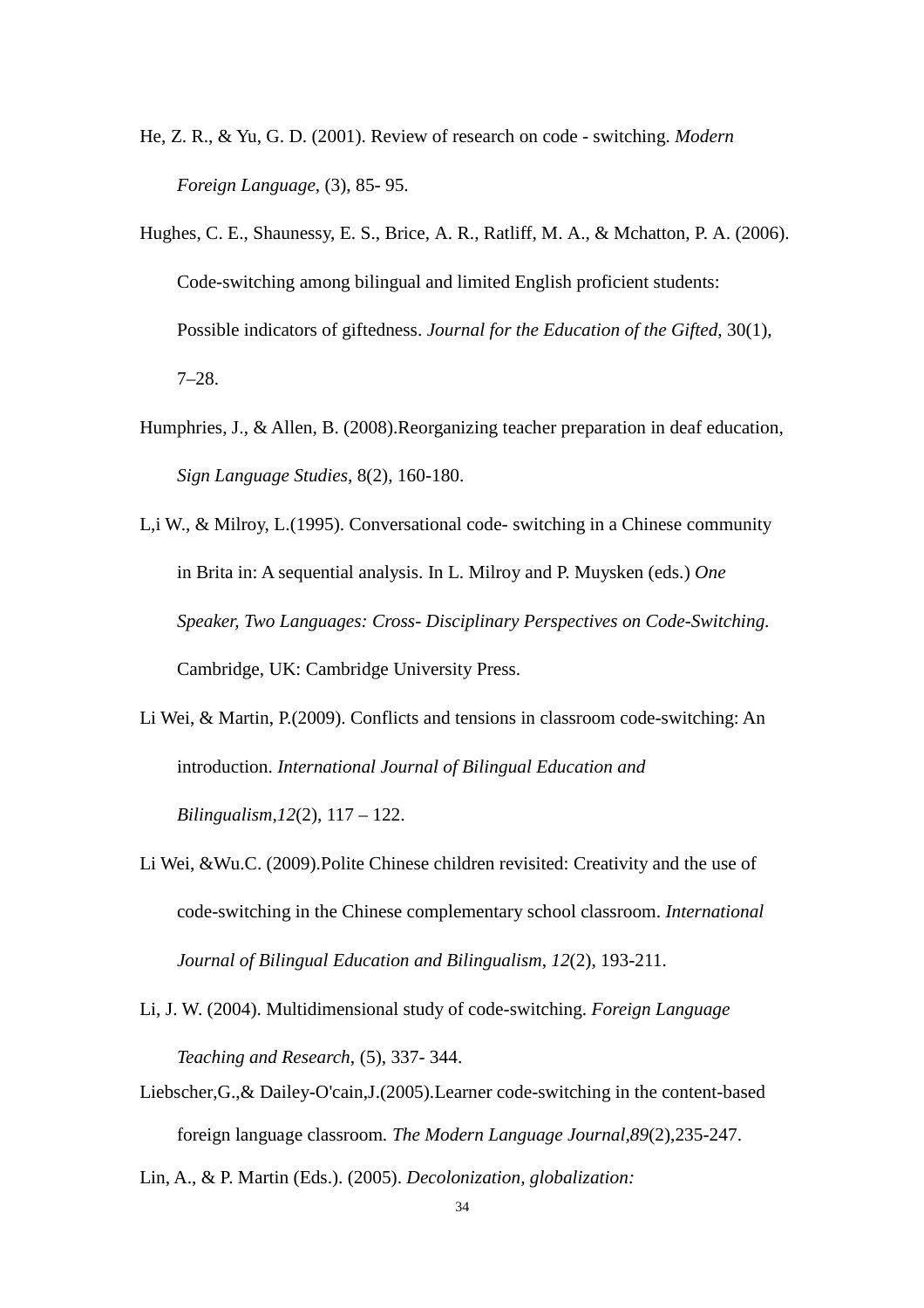He, Z. R., & Yu, G. D. (2001). Review of research on code - switching. *Modern Foreign Language*, (3), 85- 95.

Hughes, C. E., Shaunessy, E. S., Brice, A. R., Ratliff, M. A., & Mchatton, P. A. (2006). Code-switching among bilingual and limited English proficient students: Possible indicators of giftedness. *Journal for the Education of the Gifted*, 30(1), 7–28.

Humphries, J., & Allen, B. (2008).Reorganizing teacher preparation in deaf education, *Sign Language Studies*, 8(2), 160-180.

L,i W., & Milroy, L.(1995). Conversational code- switching in a Chinese community in Brita in: A sequential analysis. In L. Milroy and P. Muysken (eds.) *One Speaker, Two Languages: Cross- Disciplinary Perspectives on Code-Switching.* Cambridge, UK: Cambridge University Press.

Li Wei, & Martin, P.(2009). Conflicts and tensions in classroom code-switching: An introduction. *International Journal of Bilingual Education and Bilingualism*,*12*(2), 117 – 122.

Li Wei, &Wu.C. (2009).Polite Chinese children revisited: Creativity and the use of code-switching in the Chinese complementary school classroom. *International Journal of Bilingual Education and Bilingualism*, *12*(2), 193-211.

Li, J. W. (2004). Multidimensional study of code-switching. *Foreign Language Teaching and Research*, (5), 337- 344.

Liebscher,G.,& Dailey-O'cain,J.(2005).Learner code-switching in the content-based foreign language classroom*. The Modern Language Journal,89*(2),235-247.

Lin, A., & P. Martin (Eds.). (2005). *Decolonization, globalization:*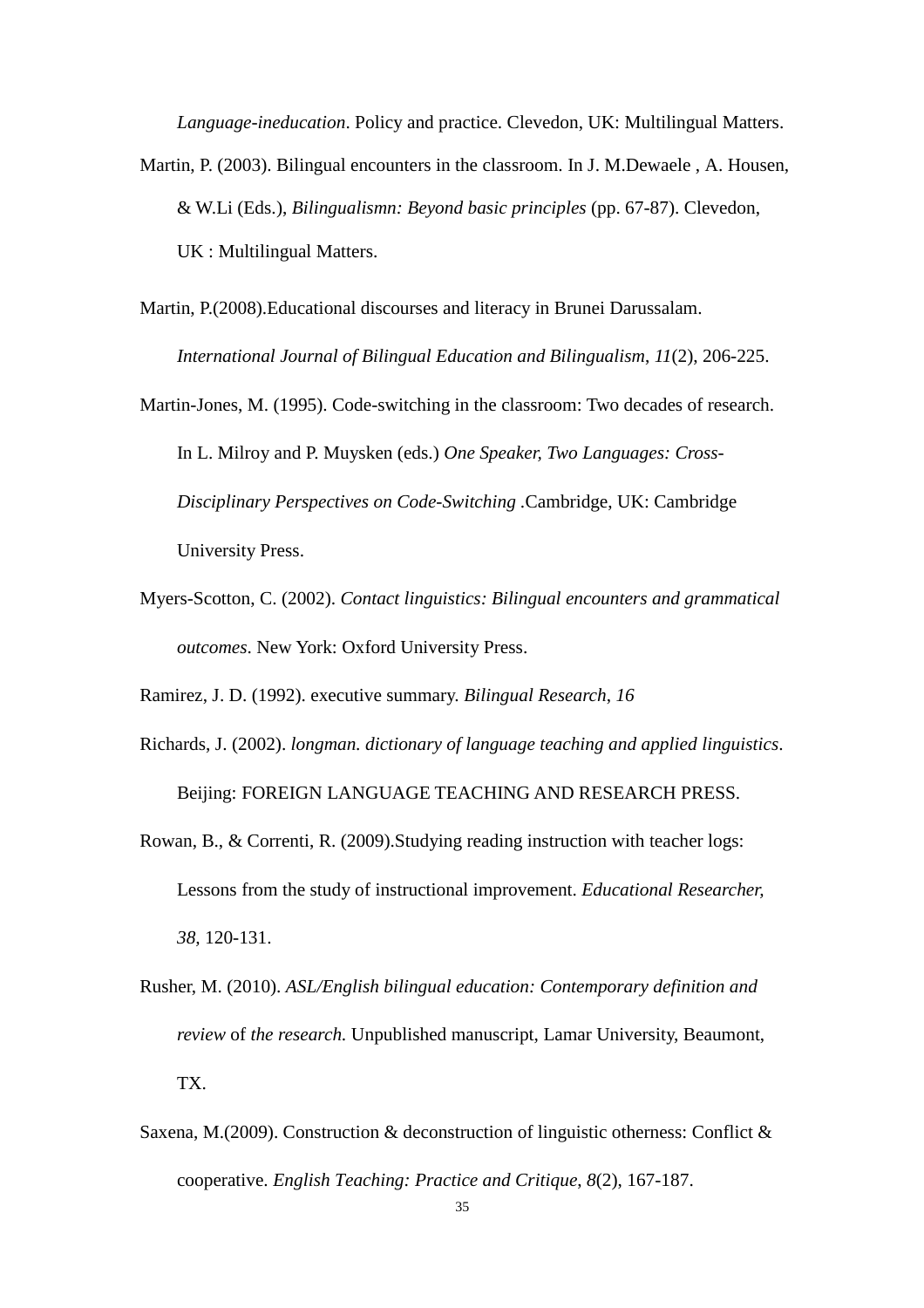*Language-ineducation*. Policy and practice. Clevedon, UK: Multilingual Matters.

Martin, P. (2003). Bilingual encounters in the classroom. In J. M.Dewaele , A. Housen, & W.Li (Eds.), *Bilingualismn: Beyond basic principles* (pp. 67-87). Clevedon, UK : Multilingual Matters.

Martin, P.(2008).Educational discourses and literacy in Brunei Darussalam. *International Journal of Bilingual Education and Bilingualism, 11*(2), 206-225.

Martin-Jones, M. (1995). Code-switching in the classroom: Two decades of research. In L. Milroy and P. Muysken (eds.) *One Speaker, Two Languages: Cross-Disciplinary Perspectives on Code-Switching* .Cambridge, UK: Cambridge University Press.

Myers-Scotton, C. (2002). *Contact linguistics: Bilingual encounters and grammatical outcomes*. New York: Oxford University Press.

Ramirez, J. D. (1992). executive summary. *Bilingual Research*, *16*

Richards, J. (2002). *longman. dictionary of language teaching and applied linguistics*. Beijing: FOREIGN LANGUAGE TEACHING AND RESEARCH PRESS.

Rowan, B., & Correnti, R. (2009).Studying reading instruction with teacher logs: Lessons from the study of instructional improvement. *Educational Researcher, 38,* 120-131.

Rusher, M. (2010). *ASL/English bilingual education: Contemporary definition and review* of *the research.* Unpublished manuscript, Lamar University, Beaumont, TX.

Saxena, M.(2009). Construction & deconstruction of linguistic otherness: Conflict & cooperative. *English Teaching: Practice and Critique, 8*(2), 167-187.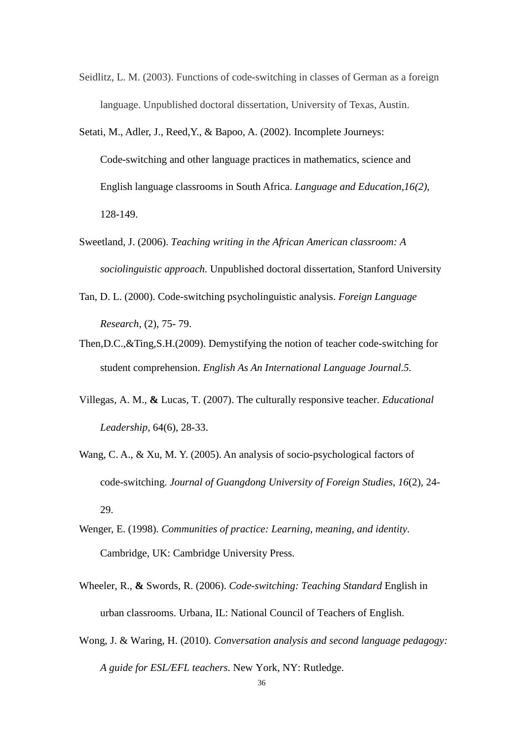Seidlitz, L. M. (2003). Functions of code-switching in classes of German as a foreign language. Unpublished doctoral dissertation, University of Texas, Austin.

Setati, M., Adler, J., Reed,Y., & Bapoo, A. (2002). Incomplete Journeys: Code-switching and other language practices in mathematics, science and English language classrooms in South Africa. *Language and Education,16(2),* 128-149.

Sweetland, J. (2006). *Teaching writing in the African American classroom: A sociolinguistic approach.* Unpublished doctoral dissertation, Stanford University

Tan, D. L. (2000). Code-switching psycholinguistic analysis. *Foreign Language Research*, (2), 75- 79.

Then,D.C.,&Ting,S.H.(2009). Demystifying the notion of teacher code-switching for student comprehension. *English As An International Language Journal.5.*

Villegas, A. M., **&** Lucas, T. (2007). The culturally responsive teacher. *Educational Leadership,* 64(6), 28-33.

Wang, C. A., & Xu, M. Y. (2005). An analysis of socio-psychological factors of code-switching. *Journal of Guangdong University of Foreign Studies, 16*(2), 24-29.

Wenger, E. (1998). *Communities of practice: Learning, meaning, and identity*. Cambridge, UK: Cambridge University Press.

Wheeler, R., **&** Swords, R. (2006). *Code-switching: Teaching Standard* English in urban classrooms. Urbana, IL: National Council of Teachers of English.

Wong, J. & Waring, H. (2010). *Conversation analysis and second language pedagogy: A guide for ESL/EFL teachers.* New York, NY: Rutledge.